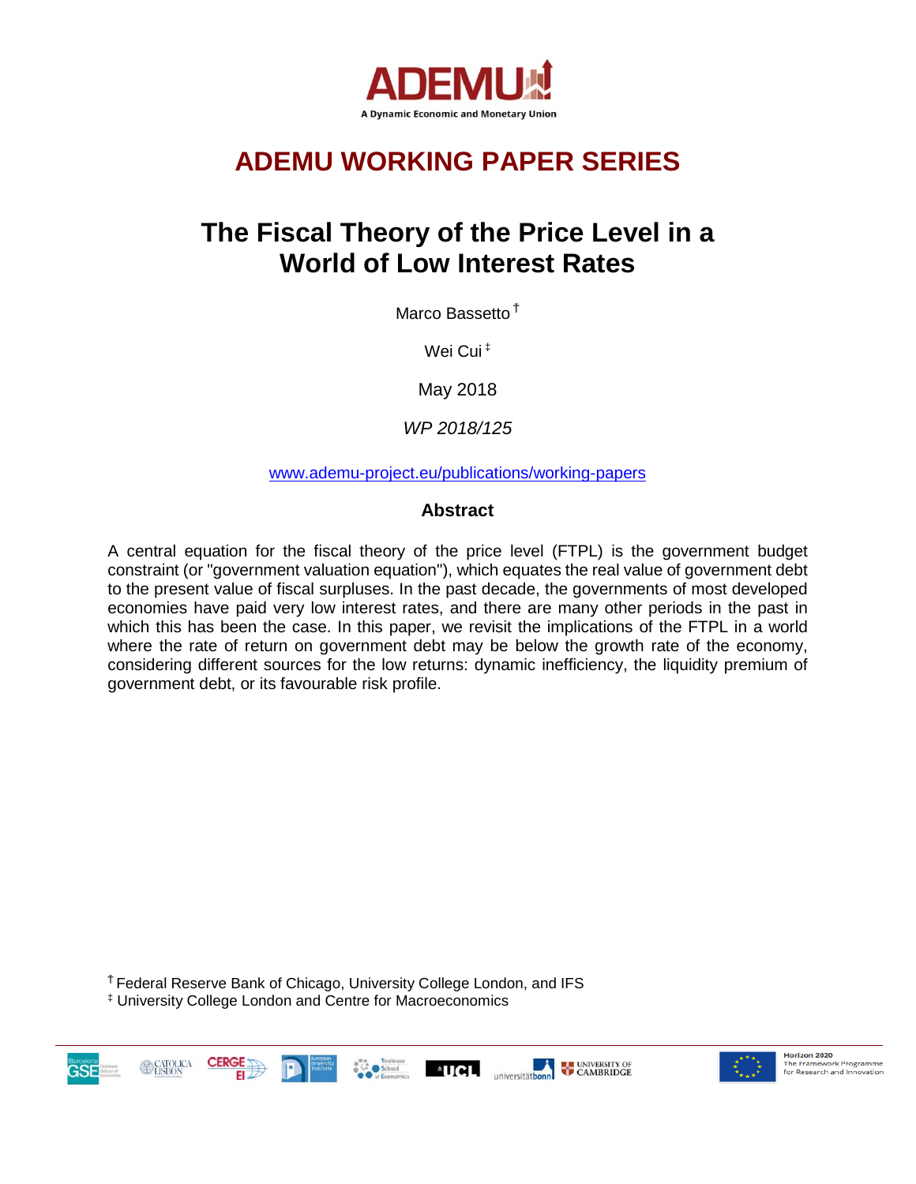ADEMU

A Dynamic Economic and Monetary Union

# ADEMU WORKING PAPER SERIES

# The Fiscal Theory of the Price Level in a World of Low Interest Rates

Marco Bassetto[†]

Wei Cui[‡]

May 2018

*WP 2018/125*

www.ademu-project.eu/publications/working-papers

## Abstract

A central equation for the fiscal theory of the price level (FTPL) is the government budget constraint (or "government valuation equation"), which equates the real value of government debt to the present value of fiscal surpluses. In the past decade, the governments of most developed economies have paid very low interest rates, and there are many other periods in the past in which this has been the case. In this paper, we revisit the implications of the FTPL in a world where the rate of return on government debt may be below the growth rate of the economy, considering different sources for the low returns: dynamic inefficiency, the liquidity premium of government debt, or its favourable risk profile.

[†] Federal Reserve Bank of Chicago, University College London, and IFS

[‡] University College London and Centre for Macroeconomics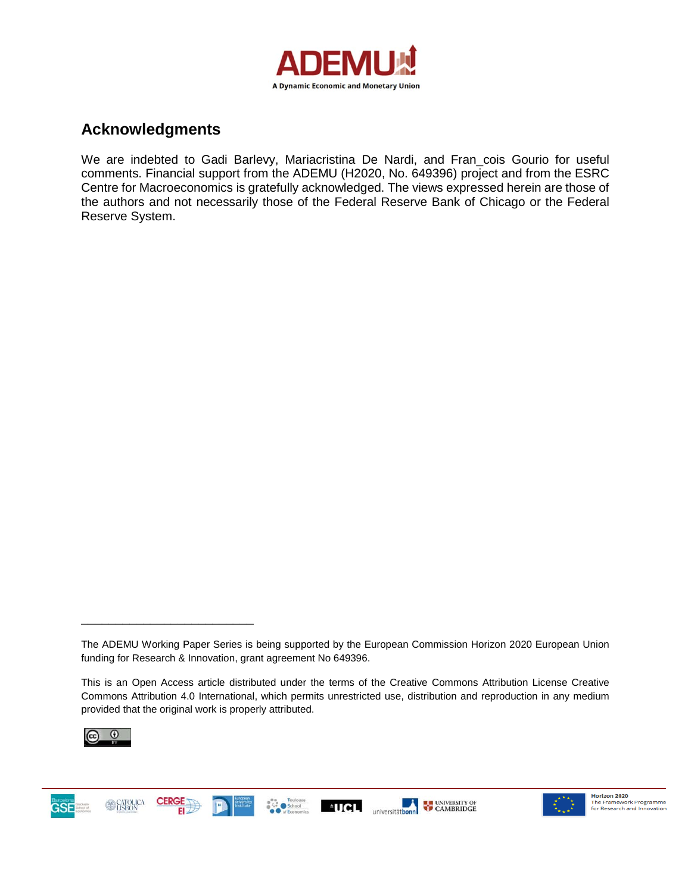## Acknowledgments

We are indebted to Gadi Barlevy, Mariacristina De Nardi, and Fran_cois Gourio for useful comments. Financial support from the ADEMU (H2020, No. 649396) project and from the ESRC Centre for Macroeconomics is gratefully acknowledged. The views expressed herein are those of the authors and not necessarily those of the Federal Reserve Bank of Chicago or the Federal Reserve System.

---

The ADEMU Working Paper Series is being supported by the European Commission Horizon 2020 European Union funding for Research & Innovation, grant agreement No 649396.

This is an Open Access article distributed under the terms of the Creative Commons Attribution License Creative Commons Attribution 4.0 International, which permits unrestricted use, distribution and reproduction in any medium provided that the original work is properly attributed.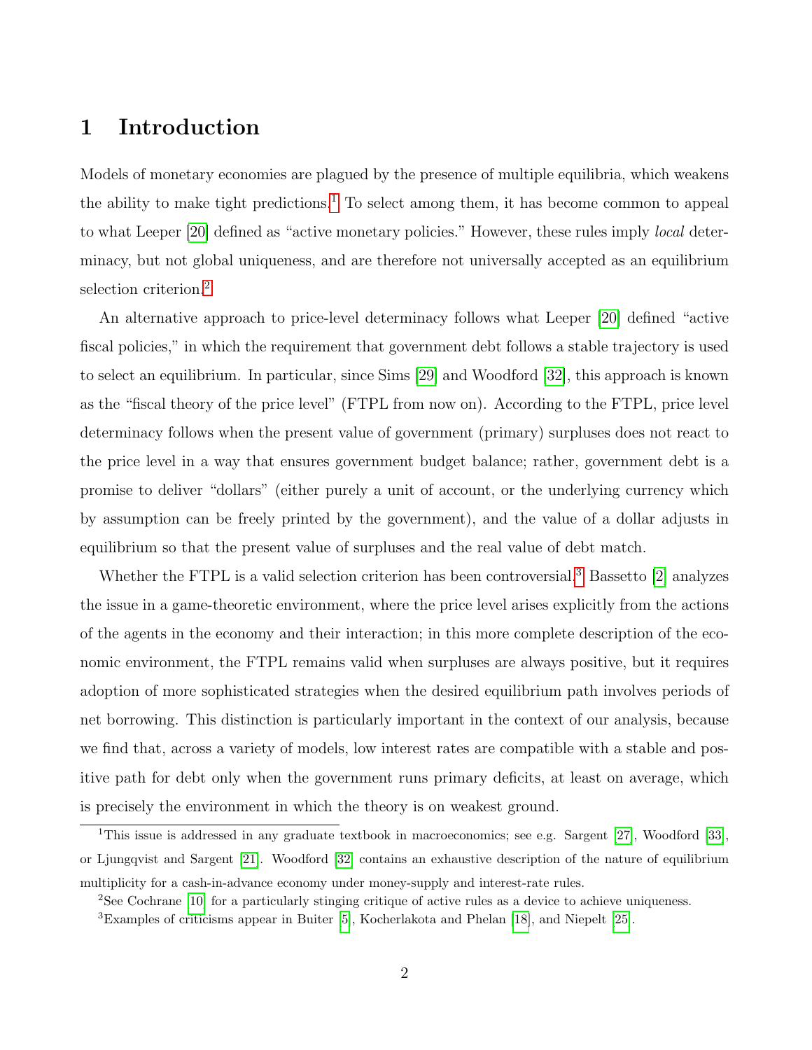# 1 Introduction

Models of monetary economies are plagued by the presence of multiple equilibria, which weakens the ability to make tight predictions.[1] To select among them, it has become common to appeal to what Leeper [20] defined as "active monetary policies." However, these rules imply *local* determinacy, but not global uniqueness, and are therefore not universally accepted as an equilibrium selection criterion.[2]

An alternative approach to price-level determinacy follows what Leeper [20] defined "active fiscal policies," in which the requirement that government debt follows a stable trajectory is used to select an equilibrium. In particular, since Sims [29] and Woodford [32], this approach is known as the "fiscal theory of the price level" (FTPL from now on). According to the FTPL, price level determinacy follows when the present value of government (primary) surpluses does not react to the price level in a way that ensures government budget balance; rather, government debt is a promise to deliver "dollars" (either purely a unit of account, or the underlying currency which by assumption can be freely printed by the government), and the value of a dollar adjusts in equilibrium so that the present value of surpluses and the real value of debt match.

Whether the FTPL is a valid selection criterion has been controversial.[3] Bassetto [2] analyzes the issue in a game-theoretic environment, where the price level arises explicitly from the actions of the agents in the economy and their interaction; in this more complete description of the economic environment, the FTPL remains valid when surpluses are always positive, but it requires adoption of more sophisticated strategies when the desired equilibrium path involves periods of net borrowing. This distinction is particularly important in the context of our analysis, because we find that, across a variety of models, low interest rates are compatible with a stable and positive path for debt only when the government runs primary deficits, at least on average, which is precisely the environment in which the theory is on weakest ground.

[1] This issue is addressed in any graduate textbook in macroeconomics; see e.g. Sargent [27], Woodford [33], or Ljungqvist and Sargent [21]. Woodford [32] contains an exhaustive description of the nature of equilibrium multiplicity for a cash-in-advance economy under money-supply and interest-rate rules.

[2] See Cochrane [10] for a particularly stinging critique of active rules as a device to achieve uniqueness.

[3] Examples of criticisms appear in Buiter [5], Kocherlakota and Phelan [18], and Niepelt [25].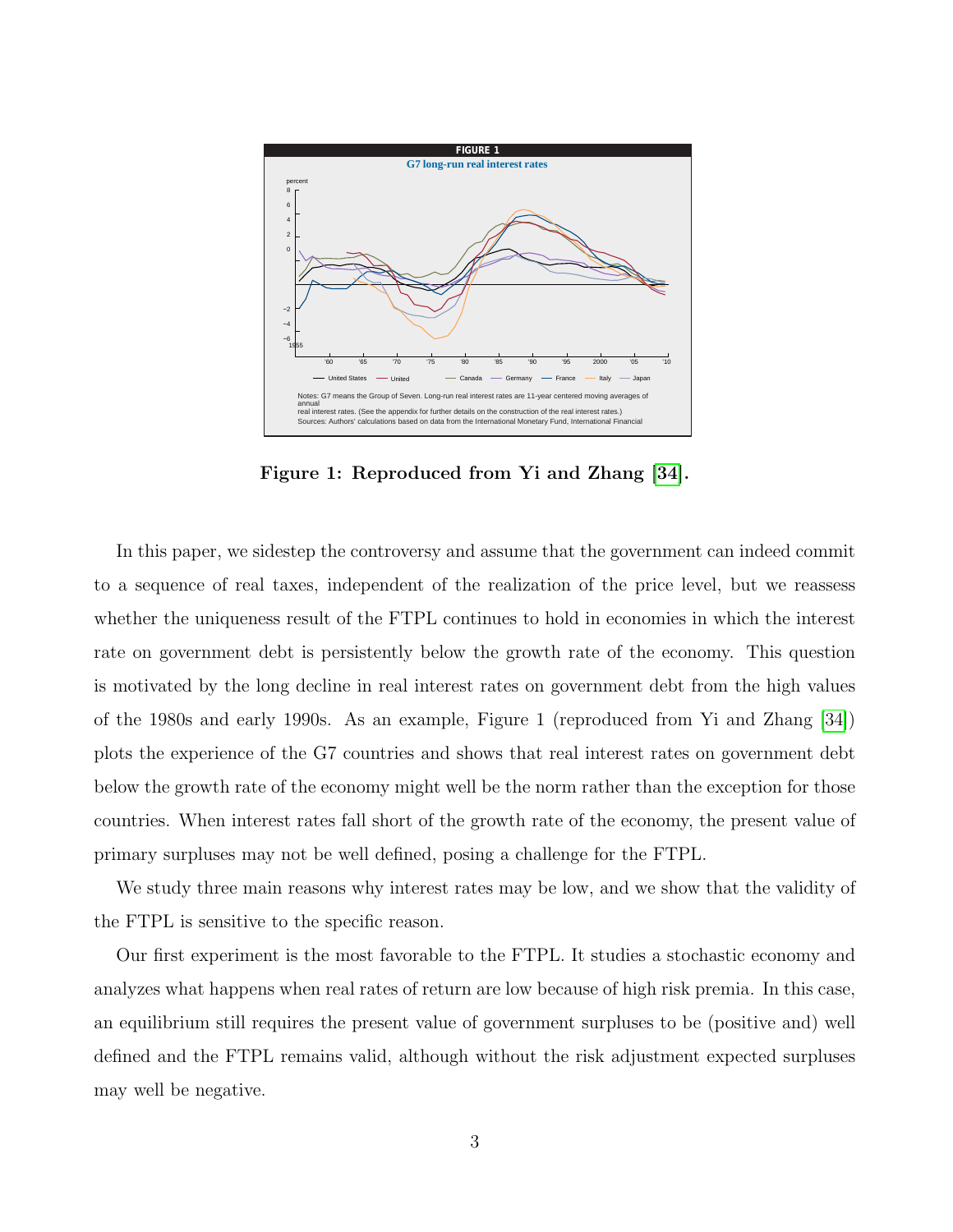Figure 1: Reproduced from Yi and Zhang [34].

In this paper, we sidestep the controversy and assume that the government can indeed commit to a sequence of real taxes, independent of the realization of the price level, but we reassess whether the uniqueness result of the FTPL continues to hold in economies in which the interest rate on government debt is persistently below the growth rate of the economy. This question is motivated by the long decline in real interest rates on government debt from the high values of the 1980s and early 1990s. As an example, Figure 1 (reproduced from Yi and Zhang [34]) plots the experience of the G7 countries and shows that real interest rates on government debt below the growth rate of the economy might well be the norm rather than the exception for those countries. When interest rates fall short of the growth rate of the economy, the present value of primary surpluses may not be well defined, posing a challenge for the FTPL.

We study three main reasons why interest rates may be low, and we show that the validity of the FTPL is sensitive to the specific reason.

Our first experiment is the most favorable to the FTPL. It studies a stochastic economy and analyzes what happens when real rates of return are low because of high risk premia. In this case, an equilibrium still requires the present value of government surpluses to be (positive and) well defined and the FTPL remains valid, although without the risk adjustment expected surpluses may well be negative.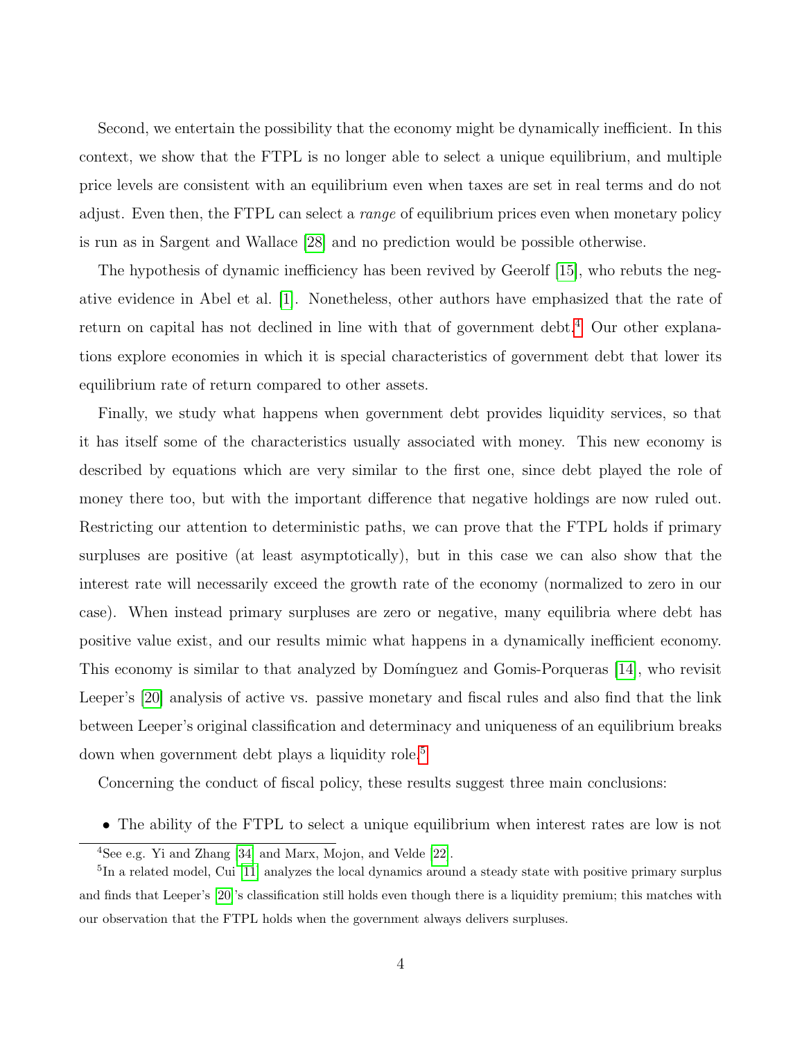Second, we entertain the possibility that the economy might be dynamically inefficient. In this context, we show that the FTPL is no longer able to select a unique equilibrium, and multiple price levels are consistent with an equilibrium even when taxes are set in real terms and do not adjust. Even then, the FTPL can select a *range* of equilibrium prices even when monetary policy is run as in Sargent and Wallace [28] and no prediction would be possible otherwise.

The hypothesis of dynamic inefficiency has been revived by Geerolf [15], who rebuts the negative evidence in Abel et al. [1]. Nonetheless, other authors have emphasized that the rate of return on capital has not declined in line with that of government debt.[4] Our other explanations explore economies in which it is special characteristics of government debt that lower its equilibrium rate of return compared to other assets.

Finally, we study what happens when government debt provides liquidity services, so that it has itself some of the characteristics usually associated with money. This new economy is described by equations which are very similar to the first one, since debt played the role of money there too, but with the important difference that negative holdings are now ruled out. Restricting our attention to deterministic paths, we can prove that the FTPL holds if primary surpluses are positive (at least asymptotically), but in this case we can also show that the interest rate will necessarily exceed the growth rate of the economy (normalized to zero in our case). When instead primary surpluses are zero or negative, many equilibria where debt has positive value exist, and our results mimic what happens in a dynamically inefficient economy. This economy is similar to that analyzed by Domínguez and Gomis-Porqueras [14], who revisit Leeper's [20] analysis of active vs. passive monetary and fiscal rules and also find that the link between Leeper's original classification and determinacy and uniqueness of an equilibrium breaks down when government debt plays a liquidity role.[5]

Concerning the conduct of fiscal policy, these results suggest three main conclusions:

- The ability of the FTPL to select a unique equilibrium when interest rates are low is not

[4] See e.g. Yi and Zhang [34] and Marx, Mojon, and Velde [22].

[5] In a related model, Cui [11] analyzes the local dynamics around a steady state with positive primary surplus and finds that Leeper's [20]'s classification still holds even though there is a liquidity premium; this matches with our observation that the FTPL holds when the government always delivers surpluses.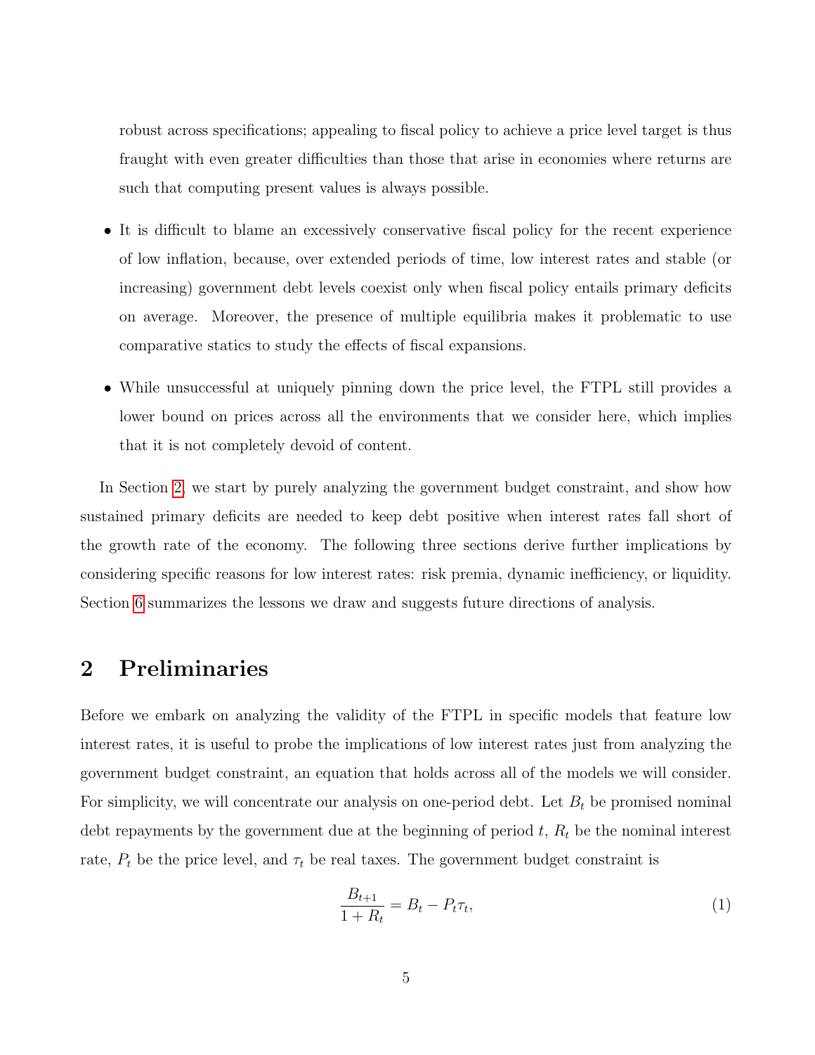robust across specifications; appealing to fiscal policy to achieve a price level target is thus fraught with even greater difficulties than those that arise in economies where returns are such that computing present values is always possible.

- It is difficult to blame an excessively conservative fiscal policy for the recent experience of low inflation, because, over extended periods of time, low interest rates and stable (or increasing) government debt levels coexist only when fiscal policy entails primary deficits on average. Moreover, the presence of multiple equilibria makes it problematic to use comparative statics to study the effects of fiscal expansions.
- While unsuccessful at uniquely pinning down the price level, the FTPL still provides a lower bound on prices across all the environments that we consider here, which implies that it is not completely devoid of content.

In Section 2, we start by purely analyzing the government budget constraint, and show how sustained primary deficits are needed to keep debt positive when interest rates fall short of the growth rate of the economy. The following three sections derive further implications by considering specific reasons for low interest rates: risk premia, dynamic inefficiency, or liquidity. Section 6 summarizes the lessons we draw and suggests future directions of analysis.

## 2 Preliminaries

Before we embark on analyzing the validity of the FTPL in specific models that feature low interest rates, it is useful to probe the implications of low interest rates just from analyzing the government budget constraint, an equation that holds across all of the models we will consider. For simplicity, we will concentrate our analysis on one-period debt. Let $B_t$ be promised nominal debt repayments by the government due at the beginning of period $t$, $R_t$ be the nominal interest rate, $P_t$ be the price level, and $\tau_t$ be real taxes. The government budget constraint is

$$\frac{B_{t+1}}{1+R_t} = B_t - P_t \tau_t, \tag{1}$$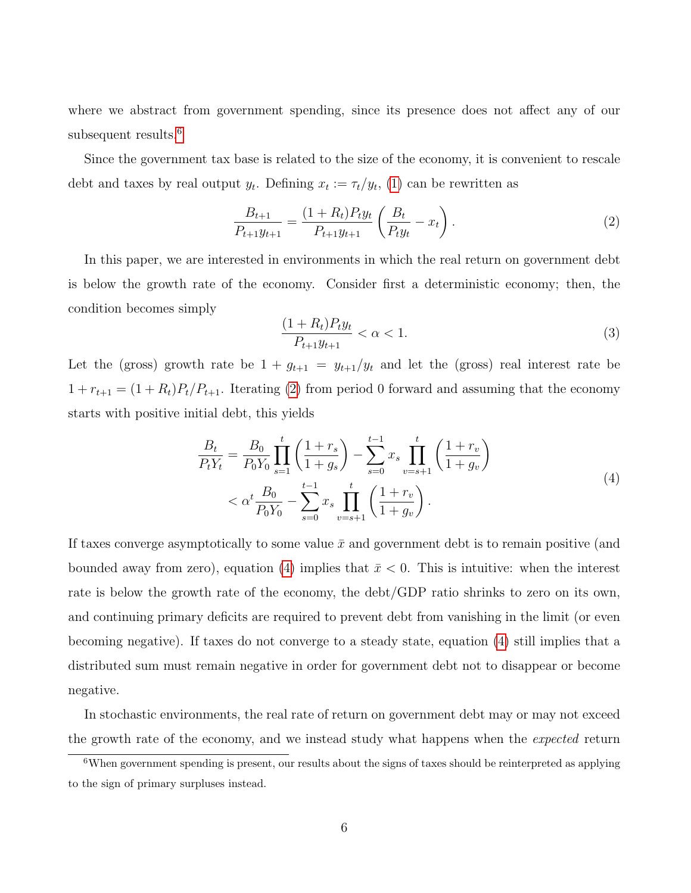where we abstract from government spending, since its presence does not affect any of our subsequent results.[6]

Since the government tax base is related to the size of the economy, it is convenient to rescale debt and taxes by real output $y_t$. Defining $x_t := \tau_t / y_t$, (1) can be rewritten as

$$\frac{B_{t+1}}{P_{t+1} y_{t+1}} = \frac{(1+R_t) P_t y_t}{P_{t+1} y_{t+1}} \left( \frac{B_t}{P_t y_t} - x_t \right). \tag{2}$$

In this paper, we are interested in environments in which the real return on government debt is below the growth rate of the economy. Consider first a deterministic economy; then, the condition becomes simply

$$\frac{(1+R_t) P_t y_t}{P_{t+1} y_{t+1}} < \alpha < 1. \tag{3}$$

Let the (gross) growth rate be $1 + g_{t+1} = y_{t+1}/y_t$ and let the (gross) real interest rate be $1 + r_{t+1} = (1+R_t) P_t / P_{t+1}$. Iterating (2) from period 0 forward and assuming that the economy starts with positive initial debt, this yields

$$\begin{aligned} \frac{B_t}{P_t Y_t} &= \frac{B_0}{P_0 Y_0} \prod_{s=1}^{t} \left( \frac{1+r_s}{1+g_s} \right) - \sum_{s=0}^{t-1} x_s \prod_{v=s+1}^{t} \left( \frac{1+r_v}{1+g_v} \right) \\ &< \alpha^t \frac{B_0}{P_0 Y_0} - \sum_{s=0}^{t-1} x_s \prod_{v=s+1}^{t} \left( \frac{1+r_v}{1+g_v} \right). \end{aligned} \tag{4}$$

If taxes converge asymptotically to some value $\bar{x}$ and government debt is to remain positive (and bounded away from zero), equation (4) implies that $\bar{x} < 0$. This is intuitive: when the interest rate is below the growth rate of the economy, the debt/GDP ratio shrinks to zero on its own, and continuing primary deficits are required to prevent debt from vanishing in the limit (or even becoming negative). If taxes do not converge to a steady state, equation (4) still implies that a distributed sum must remain negative in order for government debt not to disappear or become negative.

In stochastic environments, the real rate of return on government debt may or may not exceed the growth rate of the economy, and we instead study what happens when the *expected* return

[6] When government spending is present, our results about the signs of taxes should be reinterpreted as applying to the sign of primary surpluses instead.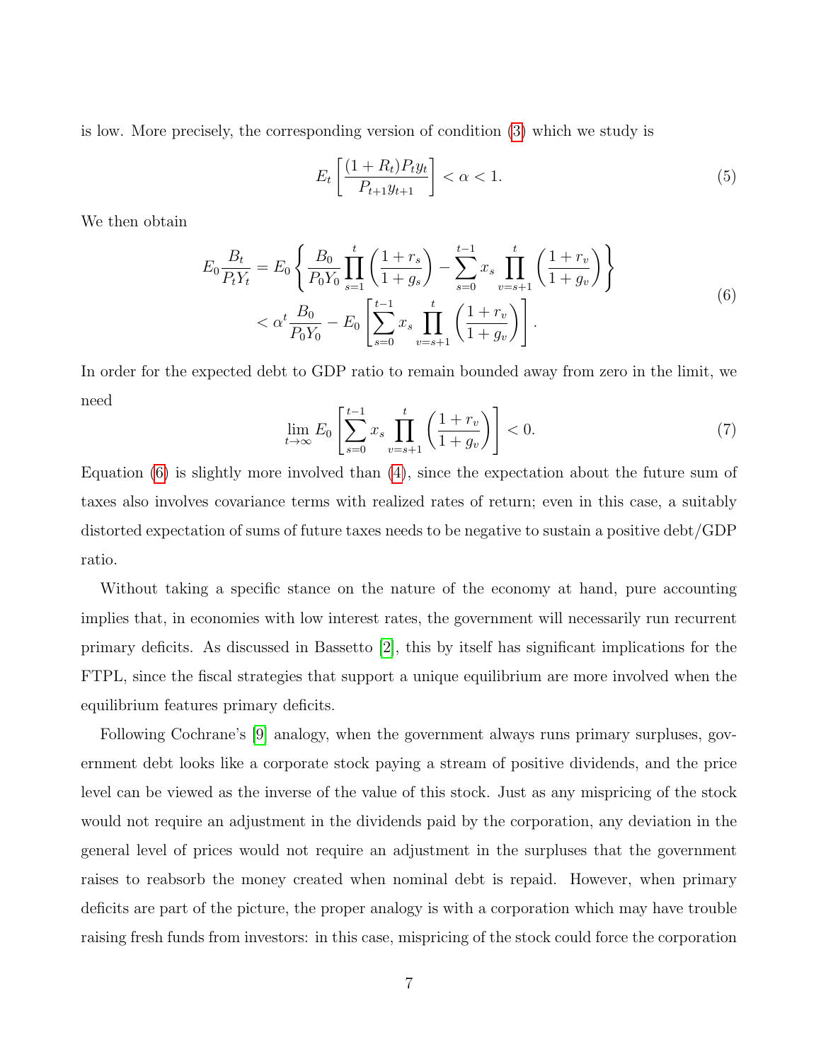is low. More precisely, the corresponding version of condition (3) which we study is

$$E_t \left[ \frac{(1+R_t)P_t y_t}{P_{t+1} y_{t+1}} \right] < \alpha < 1. \tag{5}$$

We then obtain

$$\begin{aligned} E_0 \frac{B_t}{P_t Y_t} &= E_0 \left\{ \frac{B_0}{P_0 Y_0} \prod_{s=1}^{t} \left( \frac{1+r_s}{1+g_s} \right) - \sum_{s=0}^{t-1} x_s \prod_{v=s+1}^{t} \left( \frac{1+r_v}{1+g_v} \right) \right\} \\ &< \alpha^t \frac{B_0}{P_0 Y_0} - E_0 \left[ \sum_{s=0}^{t-1} x_s \prod_{v=s+1}^{t} \left( \frac{1+r_v}{1+g_v} \right) \right]. \end{aligned} \tag{6}$$

In order for the expected debt to GDP ratio to remain bounded away from zero in the limit, we need

$$\lim_{t \to \infty} E_0 \left[ \sum_{s=0}^{t-1} x_s \prod_{v=s+1}^{t} \left( \frac{1+r_v}{1+g_v} \right) \right] < 0. \tag{7}$$

Equation (6) is slightly more involved than (4), since the expectation about the future sum of taxes also involves covariance terms with realized rates of return; even in this case, a suitably distorted expectation of sums of future taxes needs to be negative to sustain a positive debt/GDP ratio.

Without taking a specific stance on the nature of the economy at hand, pure accounting implies that, in economies with low interest rates, the government will necessarily run recurrent primary deficits. As discussed in Bassetto [2], this by itself has significant implications for the FTPL, since the fiscal strategies that support a unique equilibrium are more involved when the equilibrium features primary deficits.

Following Cochrane's [9] analogy, when the government always runs primary surpluses, government debt looks like a corporate stock paying a stream of positive dividends, and the price level can be viewed as the inverse of the value of this stock. Just as any mispricing of the stock would not require an adjustment in the dividends paid by the corporation, any deviation in the general level of prices would not require an adjustment in the surpluses that the government raises to reabsorb the money created when nominal debt is repaid. However, when primary deficits are part of the picture, the proper analogy is with a corporation which may have trouble raising fresh funds from investors: in this case, mispricing of the stock could force the corporation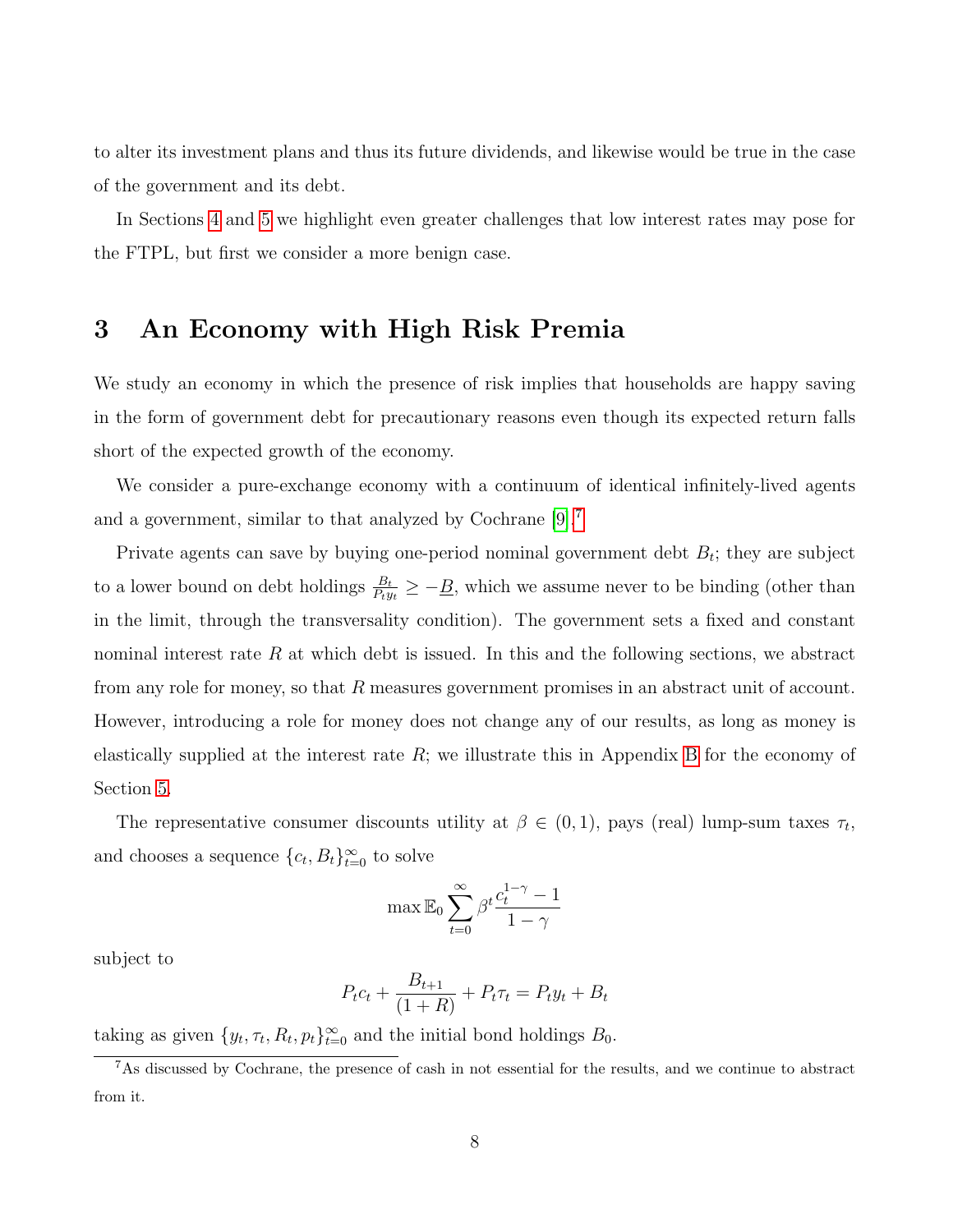to alter its investment plans and thus its future dividends, and likewise would be true in the case of the government and its debt.

In Sections 4 and 5 we highlight even greater challenges that low interest rates may pose for the FTPL, but first we consider a more benign case.

# 3 An Economy with High Risk Premia

We study an economy in which the presence of risk implies that households are happy saving in the form of government debt for precautionary reasons even though its expected return falls short of the expected growth of the economy.

We consider a pure-exchange economy with a continuum of identical infinitely-lived agents and a government, similar to that analyzed by Cochrane [9].[7]

Private agents can save by buying one-period nominal government debt $B_t$; they are subject to a lower bound on debt holdings $\frac{B_t}{P_t y_t} \geq -\underline{B}$, which we assume never to be binding (other than in the limit, through the transversality condition). The government sets a fixed and constant nominal interest rate $R$ at which debt is issued. In this and the following sections, we abstract from any role for money, so that $R$ measures government promises in an abstract unit of account. However, introducing a role for money does not change any of our results, as long as money is elastically supplied at the interest rate $R$; we illustrate this in Appendix B for the economy of Section 5.

The representative consumer discounts utility at $\beta \in (0, 1)$, pays (real) lump-sum taxes $\tau_t$, and chooses a sequence $\{c_t, B_t\}_{t=0}^{\infty}$ to solve

$$\max \mathbb{E}_0 \sum_{t=0}^{\infty} \beta^t \frac{c_t^{1-\gamma} - 1}{1 - \gamma}$$

subject to

$$P_t c_t + \frac{B_{t+1}}{(1+R)} + P_t \tau_t = P_t y_t + B_t$$

taking as given $\{y_t, \tau_t, R_t, p_t\}_{t=0}^{\infty}$ and the initial bond holdings $B_0$.

[7] As discussed by Cochrane, the presence of cash in not essential for the results, and we continue to abstract from it.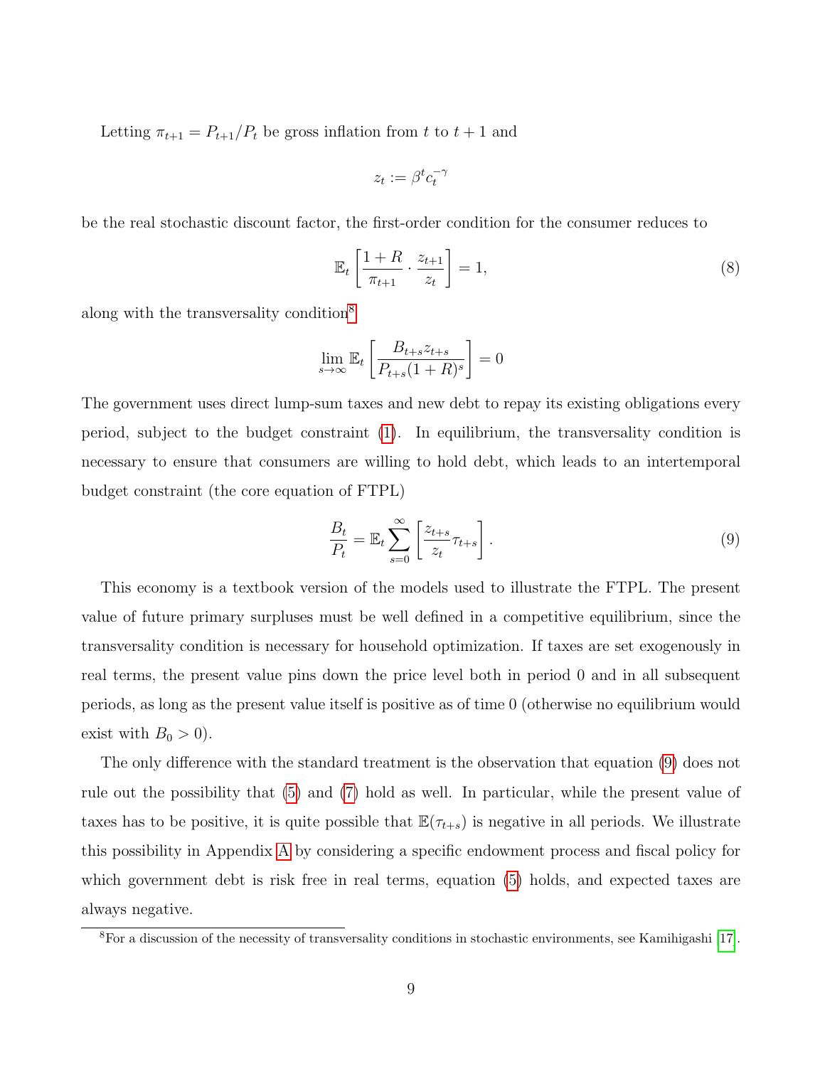Letting $\pi_{t+1} = P_{t+1}/P_t$ be gross inflation from $t$ to $t+1$ and

$$z_t := \beta^t c_t^{-\gamma}$$

be the real stochastic discount factor, the first-order condition for the consumer reduces to

$$\mathbb{E}_t \left[ \frac{1+R}{\pi_{t+1}} \cdot \frac{z_{t+1}}{z_t} \right] = 1, \tag{8}$$

along with the transversality condition[8]

$$\lim_{s \to \infty} \mathbb{E}_t \left[ \frac{B_{t+s} z_{t+s}}{P_{t+s}(1+R)^s} \right] = 0$$

The government uses direct lump-sum taxes and new debt to repay its existing obligations every period, subject to the budget constraint (1). In equilibrium, the transversality condition is necessary to ensure that consumers are willing to hold debt, which leads to an intertemporal budget constraint (the core equation of FTPL)

$$\frac{B_t}{P_t} = \mathbb{E}_t \sum_{s=0}^{\infty} \left[ \frac{z_{t+s}}{z_t} \tau_{t+s} \right]. \tag{9}$$

This economy is a textbook version of the models used to illustrate the FTPL. The present value of future primary surpluses must be well defined in a competitive equilibrium, since the transversality condition is necessary for household optimization. If taxes are set exogenously in real terms, the present value pins down the price level both in period 0 and in all subsequent periods, as long as the present value itself is positive as of time 0 (otherwise no equilibrium would exist with $B_0 > 0$).

The only difference with the standard treatment is the observation that equation (9) does not rule out the possibility that (5) and (7) hold as well. In particular, while the present value of taxes has to be positive, it is quite possible that $\mathbb{E}(\tau_{t+s})$ is negative in all periods. We illustrate this possibility in Appendix A by considering a specific endowment process and fiscal policy for which government debt is risk free in real terms, equation (5) holds, and expected taxes are always negative.

---

[8] For a discussion of the necessity of transversality conditions in stochastic environments, see Kamihigashi [17].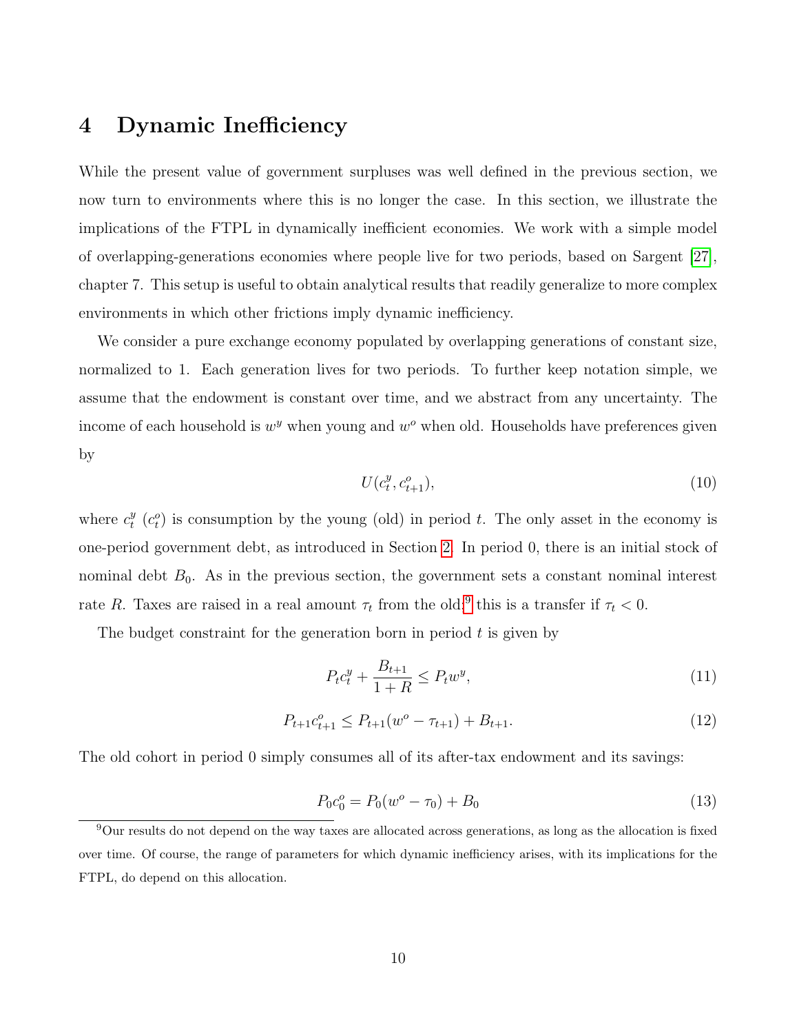## 4 Dynamic Inefficiency

While the present value of government surpluses was well defined in the previous section, we now turn to environments where this is no longer the case. In this section, we illustrate the implications of the FTPL in dynamically inefficient economies. We work with a simple model of overlapping-generations economies where people live for two periods, based on Sargent [27], chapter 7. This setup is useful to obtain analytical results that readily generalize to more complex environments in which other frictions imply dynamic inefficiency.

We consider a pure exchange economy populated by overlapping generations of constant size, normalized to 1. Each generation lives for two periods. To further keep notation simple, we assume that the endowment is constant over time, and we abstract from any uncertainty. The income of each household is $w^y$ when young and $w^o$ when old. Households have preferences given by

$$U(c_t^y, c_{t+1}^o), \tag{10}$$

where $c_t^y$ ($c_t^o$) is consumption by the young (old) in period $t$. The only asset in the economy is one-period government debt, as introduced in Section 2. In period 0, there is an initial stock of nominal debt $B_0$. As in the previous section, the government sets a constant nominal interest rate $R$. Taxes are raised in a real amount $\tau_t$ from the old;[9] this is a transfer if $\tau_t < 0$.

The budget constraint for the generation born in period $t$ is given by

$$P_t c_t^y + \frac{B_{t+1}}{1+R} \leq P_t w^y, \tag{11}$$

$$P_{t+1} c_{t+1}^o \leq P_{t+1}(w^o - \tau_{t+1}) + B_{t+1}. \tag{12}$$

The old cohort in period 0 simply consumes all of its after-tax endowment and its savings:

$$P_0 c_0^o = P_0(w^o - \tau_0) + B_0 \tag{13}$$

[9] Our results do not depend on the way taxes are allocated across generations, as long as the allocation is fixed over time. Of course, the range of parameters for which dynamic inefficiency arises, with its implications for the FTPL, do depend on this allocation.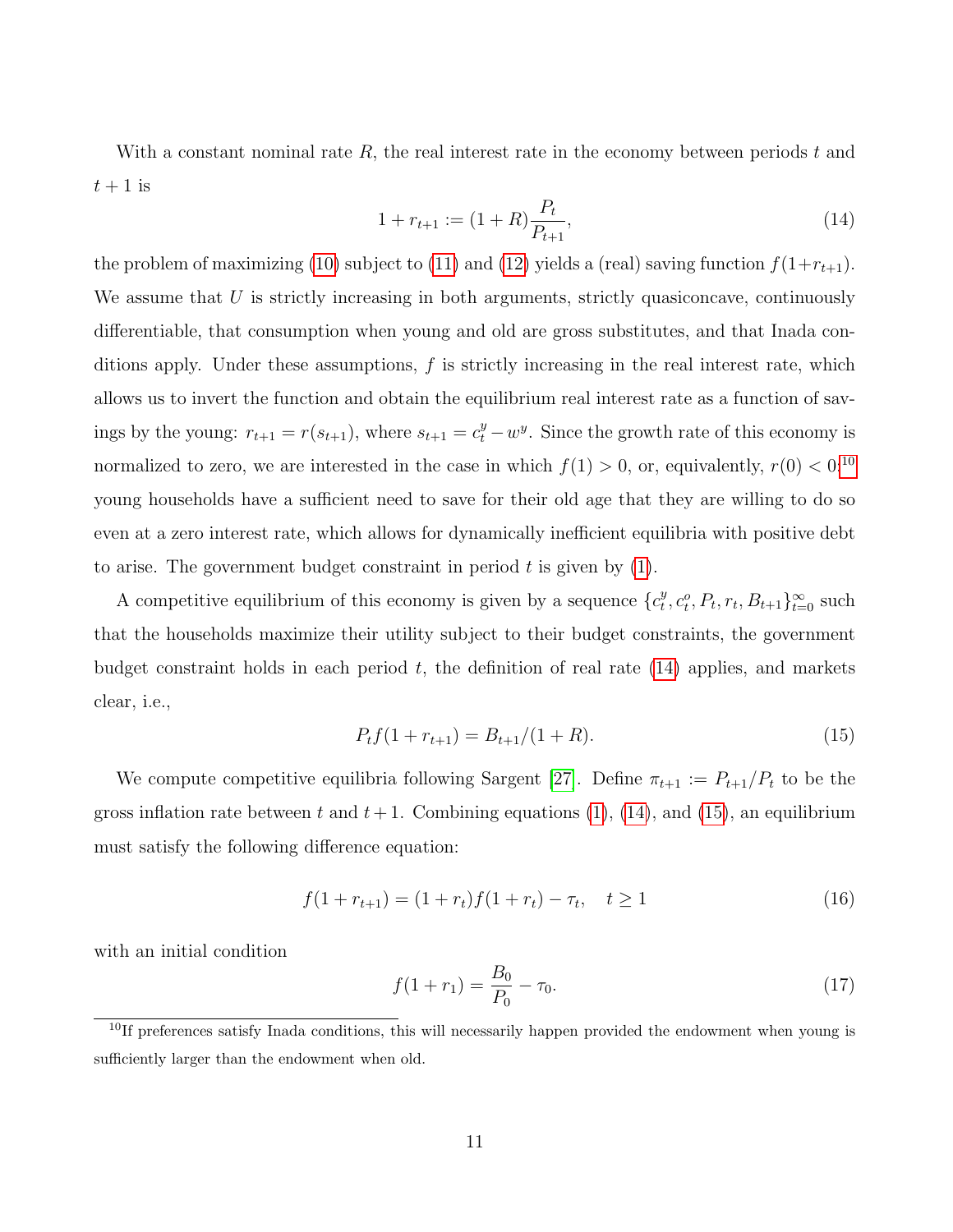With a constant nominal rate $R$, the real interest rate in the economy between periods $t$ and $t+1$ is

$$1 + r_{t+1} := (1+R)\frac{P_t}{P_{t+1}}, \tag{14}$$

the problem of maximizing (10) subject to (11) and (12) yields a (real) saving function $f(1+r_{t+1})$. We assume that $U$ is strictly increasing in both arguments, strictly quasiconcave, continuously differentiable, that consumption when young and old are gross substitutes, and that Inada conditions apply. Under these assumptions, $f$ is strictly increasing in the real interest rate, which allows us to invert the function and obtain the equilibrium real interest rate as a function of savings by the young: $r_{t+1} = r(s_{t+1})$, where $s_{t+1} = c_t^y - w^y$. Since the growth rate of this economy is normalized to zero, we are interested in the case in which $f(1) > 0$, or, equivalently, $r(0) < 0$:[10] young households have a sufficient need to save for their old age that they are willing to do so even at a zero interest rate, which allows for dynamically inefficient equilibria with positive debt to arise. The government budget constraint in period $t$ is given by (1).

A competitive equilibrium of this economy is given by a sequence $\{c_t^y, c_t^o, P_t, r_t, B_{t+1}\}_{t=0}^{\infty}$ such that the households maximize their utility subject to their budget constraints, the government budget constraint holds in each period $t$, the definition of real rate (14) applies, and markets clear, i.e.,

$$P_t f(1 + r_{t+1}) = B_{t+1}/(1+R). \tag{15}$$

We compute competitive equilibria following Sargent [27]. Define $\pi_{t+1} := P_{t+1}/P_t$ to be the gross inflation rate between $t$ and $t+1$. Combining equations (1), (14), and (15), an equilibrium must satisfy the following difference equation:

$$f(1 + r_{t+1}) = (1 + r_t) f(1 + r_t) - \tau_t, \quad t \geq 1 \tag{16}$$

with an initial condition

$$f(1 + r_1) = \frac{B_0}{P_0} - \tau_0. \tag{17}$$

[10] If preferences satisfy Inada conditions, this will necessarily happen provided the endowment when young is sufficiently larger than the endowment when old.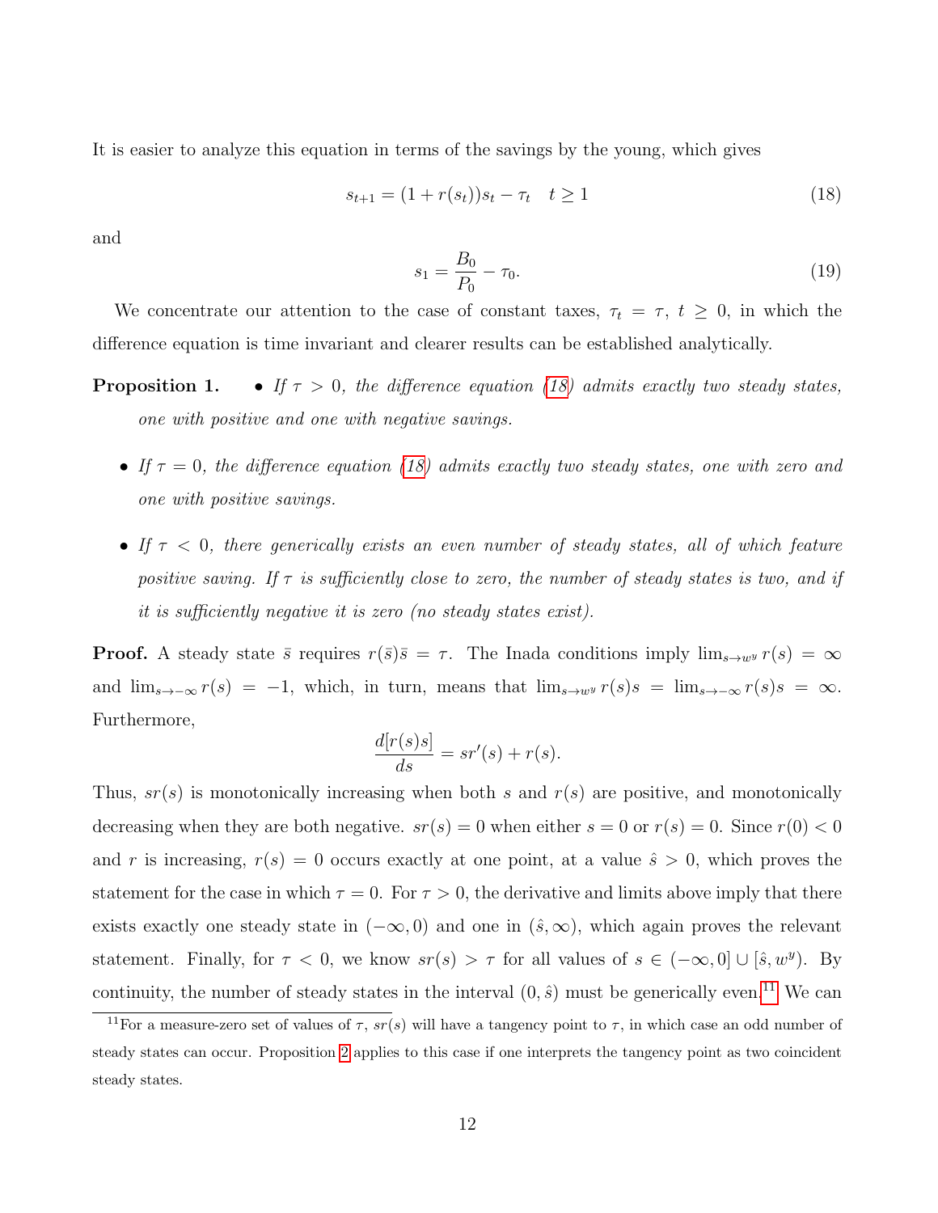It is easier to analyze this equation in terms of the savings by the young, which gives

$$s_{t+1} = (1 + r(s_t))s_t - \tau_t \quad t \geq 1 \tag{18}$$

and

$$s_1 = \frac{B_0}{P_0} - \tau_0. \tag{19}$$

We concentrate our attention to the case of constant taxes, $\tau_t = \tau$, $t \geq 0$, in which the difference equation is time invariant and clearer results can be established analytically.

**Proposition 1.**

- *If $\tau > 0$, the difference equation (18) admits exactly two steady states, one with positive and one with negative savings.*
- *If $\tau = 0$, the difference equation (18) admits exactly two steady states, one with zero and one with positive savings.*
- *If $\tau < 0$, there generically exists an even number of steady states, all of which feature positive saving. If $\tau$ is sufficiently close to zero, the number of steady states is two, and if it is sufficiently negative it is zero (no steady states exist).*

**Proof.** A steady state $\bar{s}$ requires $r(\bar{s})\bar{s} = \tau$. The Inada conditions imply $\lim_{s \to w^y} r(s) = \infty$ and $\lim_{s \to -\infty} r(s) = -1$, which, in turn, means that $\lim_{s \to w^y} r(s)s = \lim_{s \to -\infty} r(s)s = \infty$. Furthermore,

$$\frac{d[r(s)s]}{ds} = sr'(s) + r(s).$$

Thus, $sr(s)$ is monotonically increasing when both $s$ and $r(s)$ are positive, and monotonically decreasing when they are both negative. $sr(s) = 0$ when either $s = 0$ or $r(s) = 0$. Since $r(0) < 0$ and $r$ is increasing, $r(s) = 0$ occurs exactly at one point, at a value $\hat{s} > 0$, which proves the statement for the case in which $\tau = 0$. For $\tau > 0$, the derivative and limits above imply that there exists exactly one steady state in $(-\infty, 0)$ and one in $(\hat{s}, \infty)$, which again proves the relevant statement. Finally, for $\tau < 0$, we know $sr(s) > \tau$ for all values of $s \in (-\infty, 0] \cup [\hat{s}, w^y)$. By continuity, the number of steady states in the interval $(0, \hat{s})$ must be generically even.[11] We can

[11] For a measure-zero set of values of $\tau$, $sr(s)$ will have a tangency point to $\tau$, in which case an odd number of steady states can occur. Proposition 2 applies to this case if one interprets the tangency point as two coincident steady states.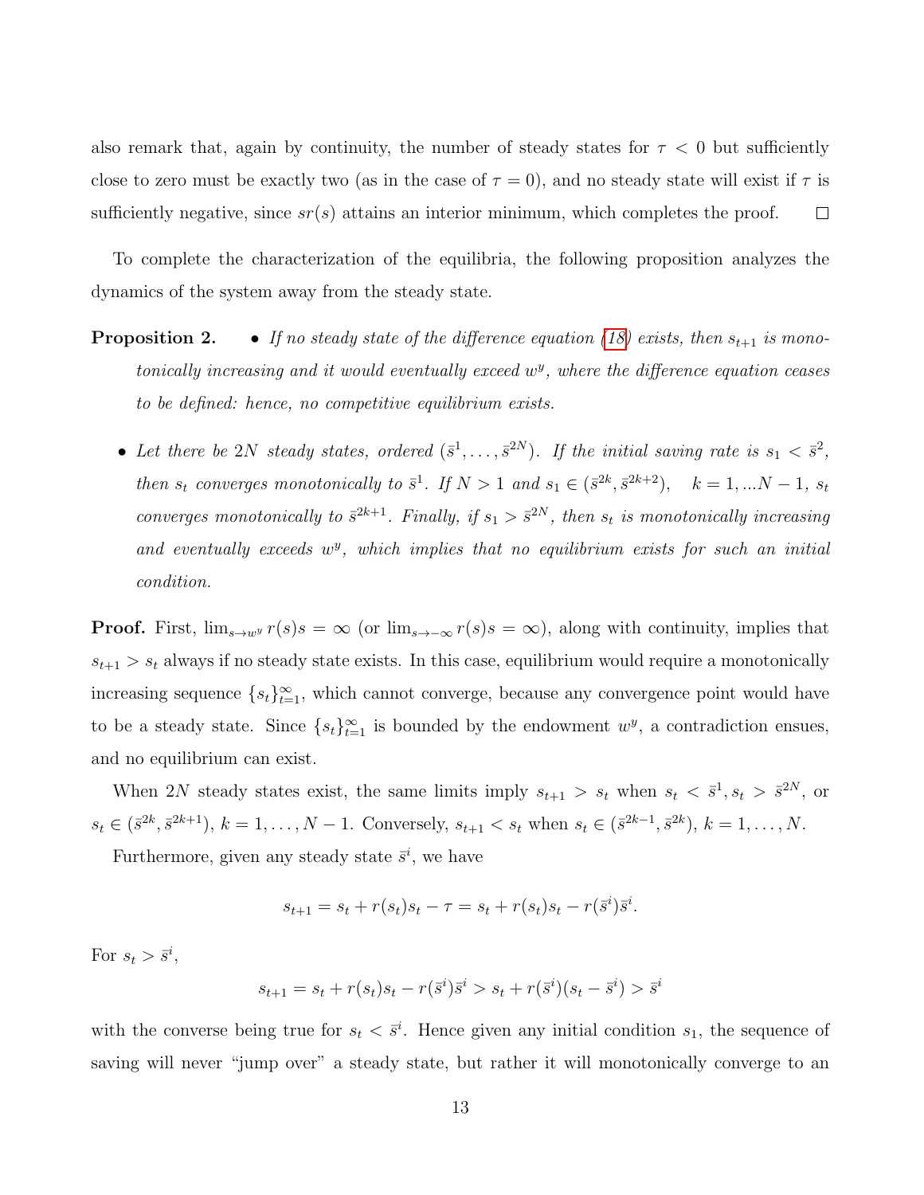also remark that, again by continuity, the number of steady states for $\tau < 0$ but sufficiently close to zero must be exactly two (as in the case of $\tau = 0$), and no steady state will exist if $\tau$ is sufficiently negative, since $sr(s)$ attains an interior minimum, which completes the proof. $\square$

To complete the characterization of the equilibria, the following proposition analyzes the dynamics of the system away from the steady state.

**Proposition 2.**

- *If no steady state of the difference equation (18) exists, then $s_{t+1}$ is monotonically increasing and it would eventually exceed $w^y$, where the difference equation ceases to be defined: hence, no competitive equilibrium exists.*
- *Let there be $2N$ steady states, ordered $(\bar{s}^1, \ldots, \bar{s}^{2N})$. If the initial saving rate is $s_1 < \bar{s}^2$, then $s_t$ converges monotonically to $\bar{s}^1$. If $N > 1$ and $s_1 \in (\bar{s}^{2k}, \bar{s}^{2k+2}), \quad k = 1, \ldots N-1$, $s_t$ converges monotonically to $\bar{s}^{2k+1}$. Finally, if $s_1 > \bar{s}^{2N}$, then $s_t$ is monotonically increasing and eventually exceeds $w^y$, which implies that no equilibrium exists for such an initial condition.*

**Proof.** First, $\lim_{s \to w^y} r(s)s = \infty$ (or $\lim_{s \to -\infty} r(s)s = \infty$), along with continuity, implies that $s_{t+1} > s_t$ always if no steady state exists. In this case, equilibrium would require a monotonically increasing sequence $\{s_t\}_{t=1}^{\infty}$, which cannot converge, because any convergence point would have to be a steady state. Since $\{s_t\}_{t=1}^{\infty}$ is bounded by the endowment $w^y$, a contradiction ensues, and no equilibrium can exist.

When $2N$ steady states exist, the same limits imply $s_{t+1} > s_t$ when $s_t < \bar{s}^1, s_t > \bar{s}^{2N}$, or $s_t \in (\bar{s}^{2k}, \bar{s}^{2k+1})$, $k = 1, \ldots, N-1$. Conversely, $s_{t+1} < s_t$ when $s_t \in (\bar{s}^{2k-1}, \bar{s}^{2k})$, $k = 1, \ldots, N$.

Furthermore, given any steady state $\bar{s}^i$, we have

$$s_{t+1} = s_t + r(s_t)s_t - \tau = s_t + r(s_t)s_t - r(\bar{s}^i)\bar{s}^i.$$

For $s_t > \bar{s}^i$,

$$s_{t+1} = s_t + r(s_t)s_t - r(\bar{s}^i)\bar{s}^i > s_t + r(\bar{s}^i)(s_t - \bar{s}^i) > \bar{s}^i$$

with the converse being true for $s_t < \bar{s}^i$. Hence given any initial condition $s_1$, the sequence of saving will never "jump over" a steady state, but rather it will monotonically converge to an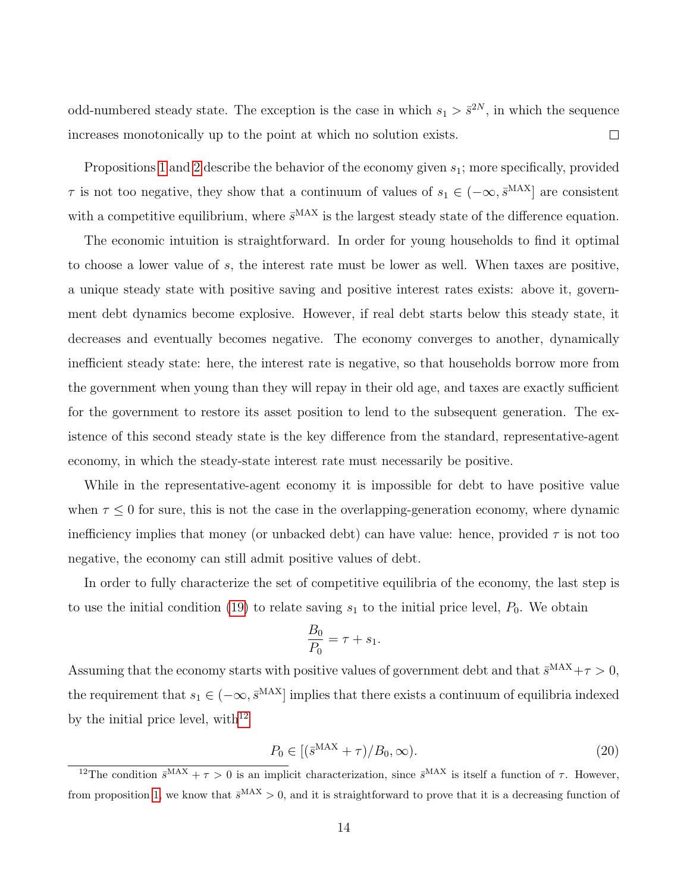odd-numbered steady state. The exception is the case in which $s_1 > \bar{s}^{2N}$, in which the sequence increases monotonically up to the point at which no solution exists. □

Propositions 1 and 2 describe the behavior of the economy given $s_1$; more specifically, provided $\tau$ is not too negative, they show that a continuum of values of $s_1 \in (-\infty, \bar{s}^{\text{MAX}}]$ are consistent with a competitive equilibrium, where $\bar{s}^{\text{MAX}}$ is the largest steady state of the difference equation.

The economic intuition is straightforward. In order for young households to find it optimal to choose a lower value of $s$, the interest rate must be lower as well. When taxes are positive, a unique steady state with positive saving and positive interest rates exists: above it, government debt dynamics become explosive. However, if real debt starts below this steady state, it decreases and eventually becomes negative. The economy converges to another, dynamically inefficient steady state: here, the interest rate is negative, so that households borrow more from the government when young than they will repay in their old age, and taxes are exactly sufficient for the government to restore its asset position to lend to the subsequent generation. The existence of this second steady state is the key difference from the standard, representative-agent economy, in which the steady-state interest rate must necessarily be positive.

While in the representative-agent economy it is impossible for debt to have positive value when $\tau \leq 0$ for sure, this is not the case in the overlapping-generation economy, where dynamic inefficiency implies that money (or unbacked debt) can have value: hence, provided $\tau$ is not too negative, the economy can still admit positive values of debt.

In order to fully characterize the set of competitive equilibria of the economy, the last step is to use the initial condition (19) to relate saving $s_1$ to the initial price level, $P_0$. We obtain

$$\frac{B_0}{P_0} = \tau + s_1.$$

Assuming that the economy starts with positive values of government debt and that $\bar{s}^{\text{MAX}} + \tau > 0$, the requirement that $s_1 \in (-\infty, \bar{s}^{\text{MAX}}]$ implies that there exists a continuum of equilibria indexed by the initial price level, with[12]

$$P_0 \in [(\bar{s}^{\text{MAX}} + \tau)/B_0, \infty). \tag{20}$$

[12] The condition $\bar{s}^{\text{MAX}} + \tau > 0$ is an implicit characterization, since $\bar{s}^{\text{MAX}}$ is itself a function of $\tau$. However, from proposition 1, we know that $\bar{s}^{\text{MAX}} > 0$, and it is straightforward to prove that it is a decreasing function of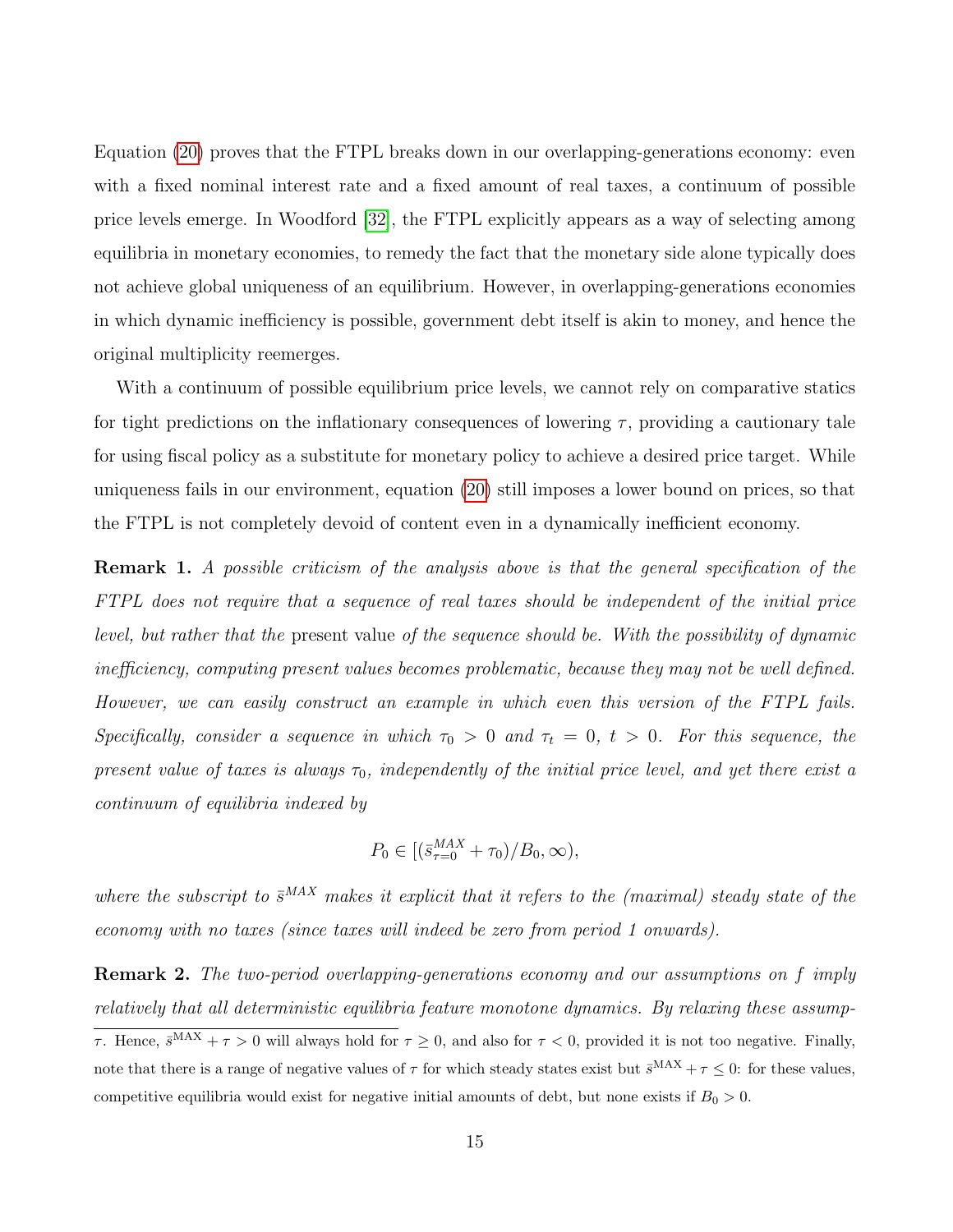Equation (20) proves that the FTPL breaks down in our overlapping-generations economy: even with a fixed nominal interest rate and a fixed amount of real taxes, a continuum of possible price levels emerge. In Woodford [32], the FTPL explicitly appears as a way of selecting among equilibria in monetary economies, to remedy the fact that the monetary side alone typically does not achieve global uniqueness of an equilibrium. However, in overlapping-generations economies in which dynamic inefficiency is possible, government debt itself is akin to money, and hence the original multiplicity reemerges.

With a continuum of possible equilibrium price levels, we cannot rely on comparative statics for tight predictions on the inflationary consequences of lowering $\tau$, providing a cautionary tale for using fiscal policy as a substitute for monetary policy to achieve a desired price target. While uniqueness fails in our environment, equation (20) still imposes a lower bound on prices, so that the FTPL is not completely devoid of content even in a dynamically inefficient economy.

**Remark 1.** *A possible criticism of the analysis above is that the general specification of the FTPL does not require that a sequence of real taxes should be independent of the initial price level, but rather that the* present value *of the sequence should be. With the possibility of dynamic inefficiency, computing present values becomes problematic, because they may not be well defined. However, we can easily construct an example in which even this version of the FTPL fails. Specifically, consider a sequence in which $\tau_0 > 0$ and $\tau_t = 0$, $t > 0$. For this sequence, the present value of taxes is always $\tau_0$, independently of the initial price level, and yet there exist a continuum of equilibria indexed by*

$$P_0 \in [(\bar{s}^{MAX}_{\tau=0} + \tau_0)/B_0, \infty),$$

*where the subscript to $\bar{s}^{MAX}$ makes it explicit that it refers to the (maximal) steady state of the economy with no taxes (since taxes will indeed be zero from period 1 onwards).*

**Remark 2.** *The two-period overlapping-generations economy and our assumptions on $f$ imply relatively that all deterministic equilibria feature monotone dynamics. By relaxing these assump-*

$\tau$. Hence, $\bar{s}^{\mathrm{MAX}} + \tau > 0$ will always hold for $\tau \geq 0$, and also for $\tau < 0$, provided it is not too negative. Finally, note that there is a range of negative values of $\tau$ for which steady states exist but $\bar{s}^{\mathrm{MAX}} + \tau \leq 0$: for these values, competitive equilibria would exist for negative initial amounts of debt, but none exists if $B_0 > 0$.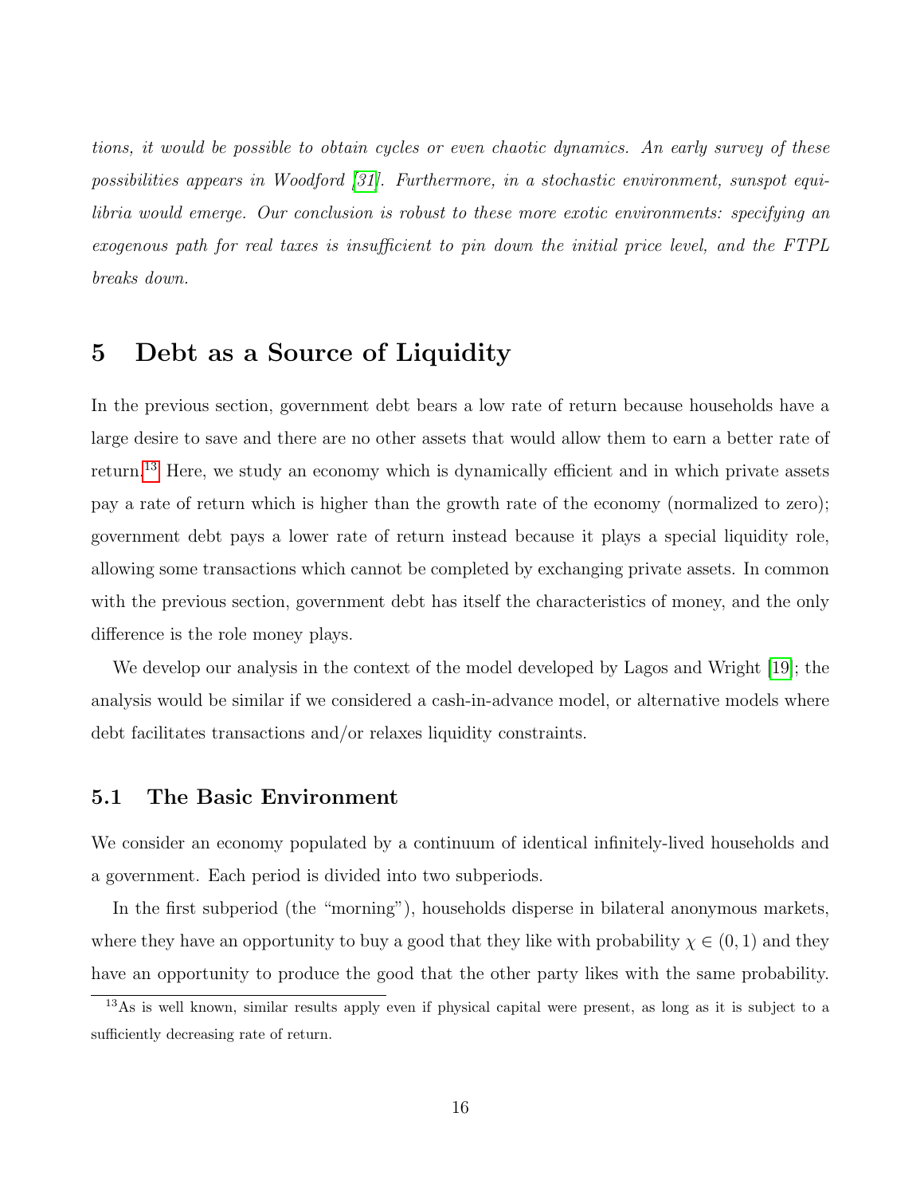*tions, it would be possible to obtain cycles or even chaotic dynamics. An early survey of these possibilities appears in Woodford [31]. Furthermore, in a stochastic environment, sunspot equilibria would emerge. Our conclusion is robust to these more exotic environments: specifying an exogenous path for real taxes is insufficient to pin down the initial price level, and the FTPL breaks down.*

# 5 Debt as a Source of Liquidity

In the previous section, government debt bears a low rate of return because households have a large desire to save and there are no other assets that would allow them to earn a better rate of return.[13] Here, we study an economy which is dynamically efficient and in which private assets pay a rate of return which is higher than the growth rate of the economy (normalized to zero); government debt pays a lower rate of return instead because it plays a special liquidity role, allowing some transactions which cannot be completed by exchanging private assets. In common with the previous section, government debt has itself the characteristics of money, and the only difference is the role money plays.

We develop our analysis in the context of the model developed by Lagos and Wright [19]; the analysis would be similar if we considered a cash-in-advance model, or alternative models where debt facilitates transactions and/or relaxes liquidity constraints.

## 5.1 The Basic Environment

We consider an economy populated by a continuum of identical infinitely-lived households and a government. Each period is divided into two subperiods.

In the first subperiod (the "morning"), households disperse in bilateral anonymous markets, where they have an opportunity to buy a good that they like with probability $\chi \in (0, 1)$ and they have an opportunity to produce the good that the other party likes with the same probability.

[13] As is well known, similar results apply even if physical capital were present, as long as it is subject to a sufficiently decreasing rate of return.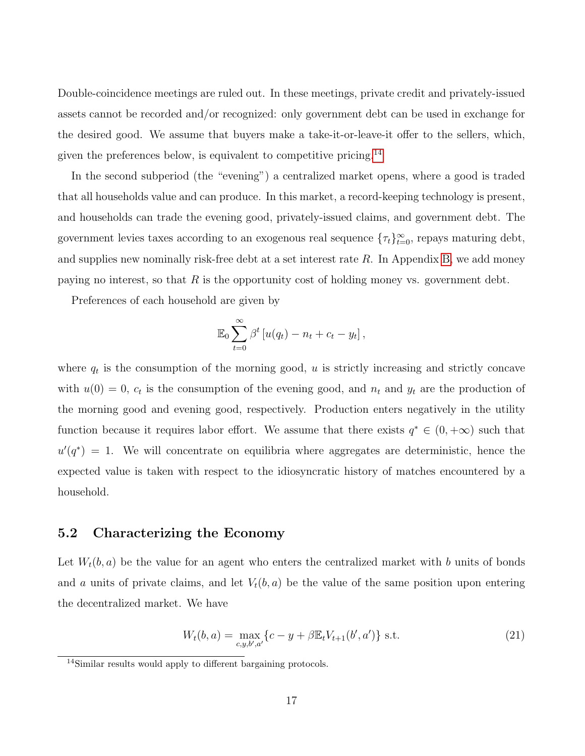Double-coincidence meetings are ruled out. In these meetings, private credit and privately-issued assets cannot be recorded and/or recognized: only government debt can be used in exchange for the desired good. We assume that buyers make a take-it-or-leave-it offer to the sellers, which, given the preferences below, is equivalent to competitive pricing.[14]

In the second subperiod (the "evening") a centralized market opens, where a good is traded that all households value and can produce. In this market, a record-keeping technology is present, and households can trade the evening good, privately-issued claims, and government debt. The government levies taxes according to an exogenous real sequence $\{\tau_t\}_{t=0}^{\infty}$, repays maturing debt, and supplies new nominally risk-free debt at a set interest rate $R$. In Appendix B, we add money paying no interest, so that $R$ is the opportunity cost of holding money vs. government debt.

Preferences of each household are given by

$$\mathbb{E}_0 \sum_{t=0}^{\infty} \beta^t \left[ u(q_t) - n_t + c_t - y_t \right],$$

where $q_t$ is the consumption of the morning good, $u$ is strictly increasing and strictly concave with $u(0) = 0$, $c_t$ is the consumption of the evening good, and $n_t$ and $y_t$ are the production of the morning good and evening good, respectively. Production enters negatively in the utility function because it requires labor effort. We assume that there exists $q^* \in (0, +\infty)$ such that $u'(q^*) = 1$. We will concentrate on equilibria where aggregates are deterministic, hence the expected value is taken with respect to the idiosyncratic history of matches encountered by a household.

## 5.2 Characterizing the Economy

Let $W_t(b, a)$ be the value for an agent who enters the centralized market with $b$ units of bonds and $a$ units of private claims, and let $V_t(b, a)$ be the value of the same position upon entering the decentralized market. We have

$$W_t(b, a) = \max_{c, y, b', a'} \{ c - y + \beta \mathbb{E}_t V_{t+1}(b', a') \} \text{ s.t.} \tag{21}$$

[14] Similar results would apply to different bargaining protocols.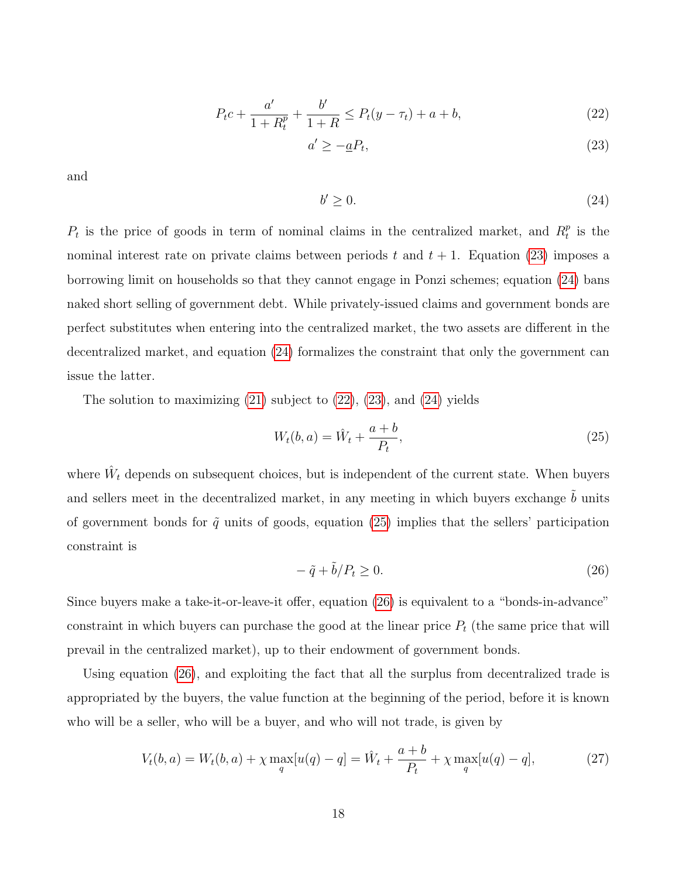$$P_t c + \frac{a'}{1+R_t^p} + \frac{b'}{1+R} \leq P_t(y - \tau_t) + a + b, \tag{22}$$

$$a' \geq -\underline{a}P_t, \tag{23}$$

and

$$b' \geq 0. \tag{24}$$

$P_t$ is the price of goods in term of nominal claims in the centralized market, and $R_t^p$ is the nominal interest rate on private claims between periods $t$ and $t+1$. Equation (23) imposes a borrowing limit on households so that they cannot engage in Ponzi schemes; equation (24) bans naked short selling of government debt. While privately-issued claims and government bonds are perfect substitutes when entering into the centralized market, the two assets are different in the decentralized market, and equation (24) formalizes the constraint that only the government can issue the latter.

The solution to maximizing (21) subject to (22), (23), and (24) yields

$$W_t(b,a) = \hat{W}_t + \frac{a+b}{P_t}, \tag{25}$$

where $\hat{W}_t$ depends on subsequent choices, but is independent of the current state. When buyers and sellers meet in the decentralized market, in any meeting in which buyers exchange $\tilde{b}$ units of government bonds for $\tilde{q}$ units of goods, equation (25) implies that the sellers' participation constraint is

$$-\tilde{q} + \tilde{b}/P_t \geq 0. \tag{26}$$

Since buyers make a take-it-or-leave-it offer, equation (26) is equivalent to a "bonds-in-advance" constraint in which buyers can purchase the good at the linear price $P_t$ (the same price that will prevail in the centralized market), up to their endowment of government bonds.

Using equation (26), and exploiting the fact that all the surplus from decentralized trade is appropriated by the buyers, the value function at the beginning of the period, before it is known who will be a seller, who will be a buyer, and who will not trade, is given by

$$V_t(b,a) = W_t(b,a) + \chi \max_q [u(q) - q] = \hat{W}_t + \frac{a+b}{P_t} + \chi \max_q [u(q) - q], \tag{27}$$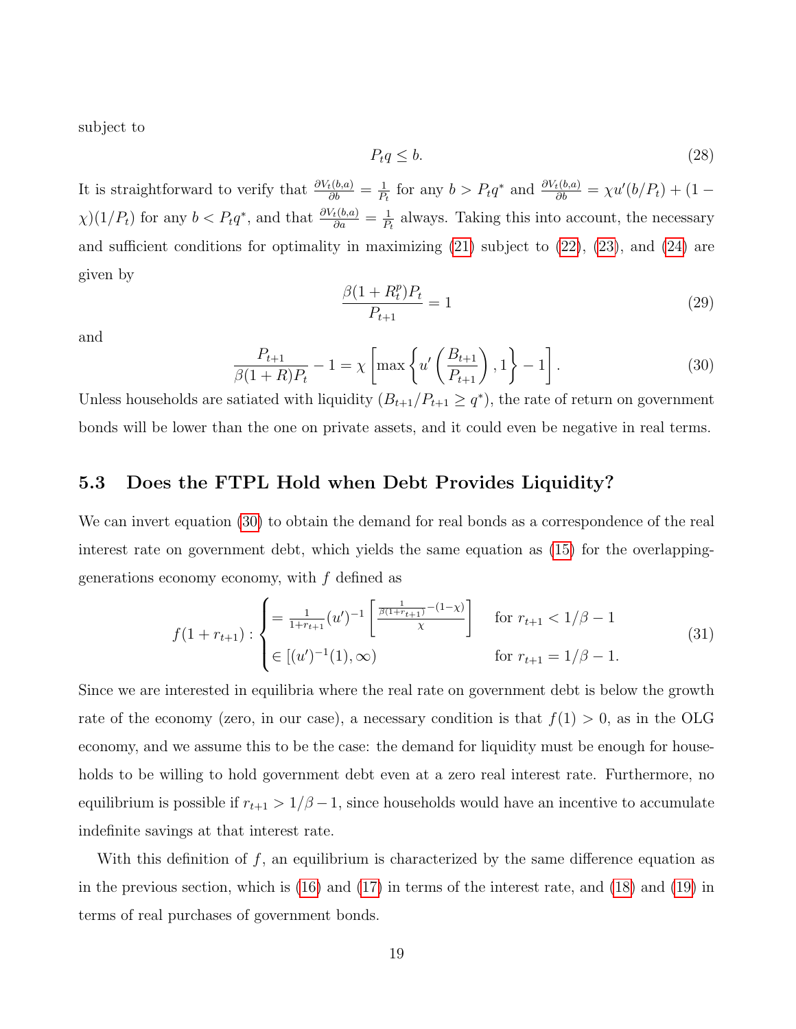subject to

$$P_t q \leq b. \tag{28}$$

It is straightforward to verify that $\frac{\partial V_t(b,a)}{\partial b} = \frac{1}{P_t}$ for any $b > P_t q^*$ and $\frac{\partial V_t(b,a)}{\partial b} = \chi u'(b/P_t) + (1 - \chi)(1/P_t)$ for any $b < P_t q^*$, and that $\frac{\partial V_t(b,a)}{\partial a} = \frac{1}{P_t}$ always. Taking this into account, the necessary and sufficient conditions for optimality in maximizing (21) subject to (22), (23), and (24) are given by

$$\frac{\beta(1+R_t^p)P_t}{P_{t+1}} = 1 \tag{29}$$

and

$$\frac{P_{t+1}}{\beta(1+R)P_t} - 1 = \chi \left[ \max\left\{ u'\left(\frac{B_{t+1}}{P_{t+1}}\right), 1 \right\} - 1 \right]. \tag{30}$$

Unless households are satiated with liquidity ($B_{t+1}/P_{t+1} \geq q^*$), the rate of return on government bonds will be lower than the one on private assets, and it could even be negative in real terms.

## 5.3 Does the FTPL Hold when Debt Provides Liquidity?

We can invert equation (30) to obtain the demand for real bonds as a correspondence of the real interest rate on government debt, which yields the same equation as (15) for the overlapping-generations economy economy, with $f$ defined as

$$f(1+r_{t+1}) : \begin{cases} = \frac{1}{1+r_{t+1}} (u')^{-1} \left[ \frac{\frac{1}{\beta(1+r_{t+1})} - (1-\chi)}{\chi} \right] & \text{for } r_{t+1} < 1/\beta - 1 \\ \in [(u')^{-1}(1), \infty) & \text{for } r_{t+1} = 1/\beta - 1. \end{cases} \tag{31}$$

Since we are interested in equilibria where the real rate on government debt is below the growth rate of the economy (zero, in our case), a necessary condition is that $f(1) > 0$, as in the OLG economy, and we assume this to be the case: the demand for liquidity must be enough for households to be willing to hold government debt even at a zero real interest rate. Furthermore, no equilibrium is possible if $r_{t+1} > 1/\beta - 1$, since households would have an incentive to accumulate indefinite savings at that interest rate.

With this definition of $f$, an equilibrium is characterized by the same difference equation as in the previous section, which is (16) and (17) in terms of the interest rate, and (18) and (19) in terms of real purchases of government bonds.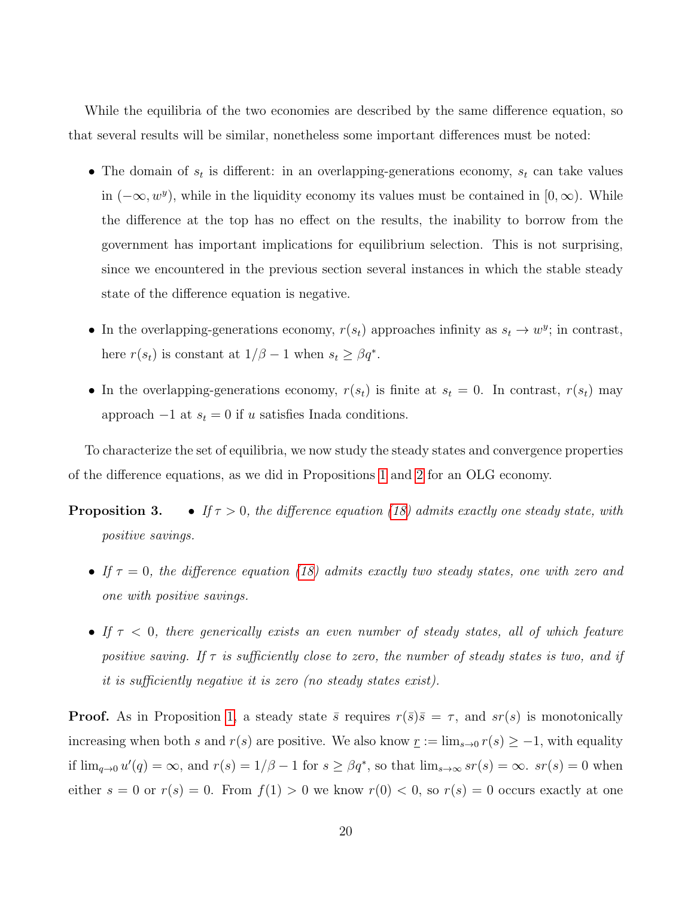While the equilibria of the two economies are described by the same difference equation, so that several results will be similar, nonetheless some important differences must be noted:

- The domain of $s_t$ is different: in an overlapping-generations economy, $s_t$ can take values in $(-\infty, w^y)$, while in the liquidity economy its values must be contained in $[0, \infty)$. While the difference at the top has no effect on the results, the inability to borrow from the government has important implications for equilibrium selection. This is not surprising, since we encountered in the previous section several instances in which the stable steady state of the difference equation is negative.

- In the overlapping-generations economy, $r(s_t)$ approaches infinity as $s_t \to w^y$; in contrast, here $r(s_t)$ is constant at $1/\beta - 1$ when $s_t \geq \beta q^*$.

- In the overlapping-generations economy, $r(s_t)$ is finite at $s_t = 0$. In contrast, $r(s_t)$ may approach $-1$ at $s_t = 0$ if $u$ satisfies Inada conditions.

To characterize the set of equilibria, we now study the steady states and convergence properties of the difference equations, as we did in Propositions 1 and 2 for an OLG economy.

**Proposition 3.**

- *If $\tau > 0$, the difference equation (18) admits exactly one steady state, with positive savings.*

- *If $\tau = 0$, the difference equation (18) admits exactly two steady states, one with zero and one with positive savings.*

- *If $\tau < 0$, there generically exists an even number of steady states, all of which feature positive saving. If $\tau$ is sufficiently close to zero, the number of steady states is two, and if it is sufficiently negative it is zero (no steady states exist).*

**Proof.** As in Proposition 1, a steady state $\bar{s}$ requires $r(\bar{s})\bar{s} = \tau$, and $sr(s)$ is monotonically increasing when both $s$ and $r(s)$ are positive. We also know $\underline{r} := \lim_{s \to 0} r(s) \geq -1$, with equality if $\lim_{q \to 0} u'(q) = \infty$, and $r(s) = 1/\beta - 1$ for $s \geq \beta q^*$, so that $\lim_{s \to \infty} sr(s) = \infty$. $sr(s) = 0$ when either $s = 0$ or $r(s) = 0$. From $f(1) > 0$ we know $r(0) < 0$, so $r(s) = 0$ occurs exactly at one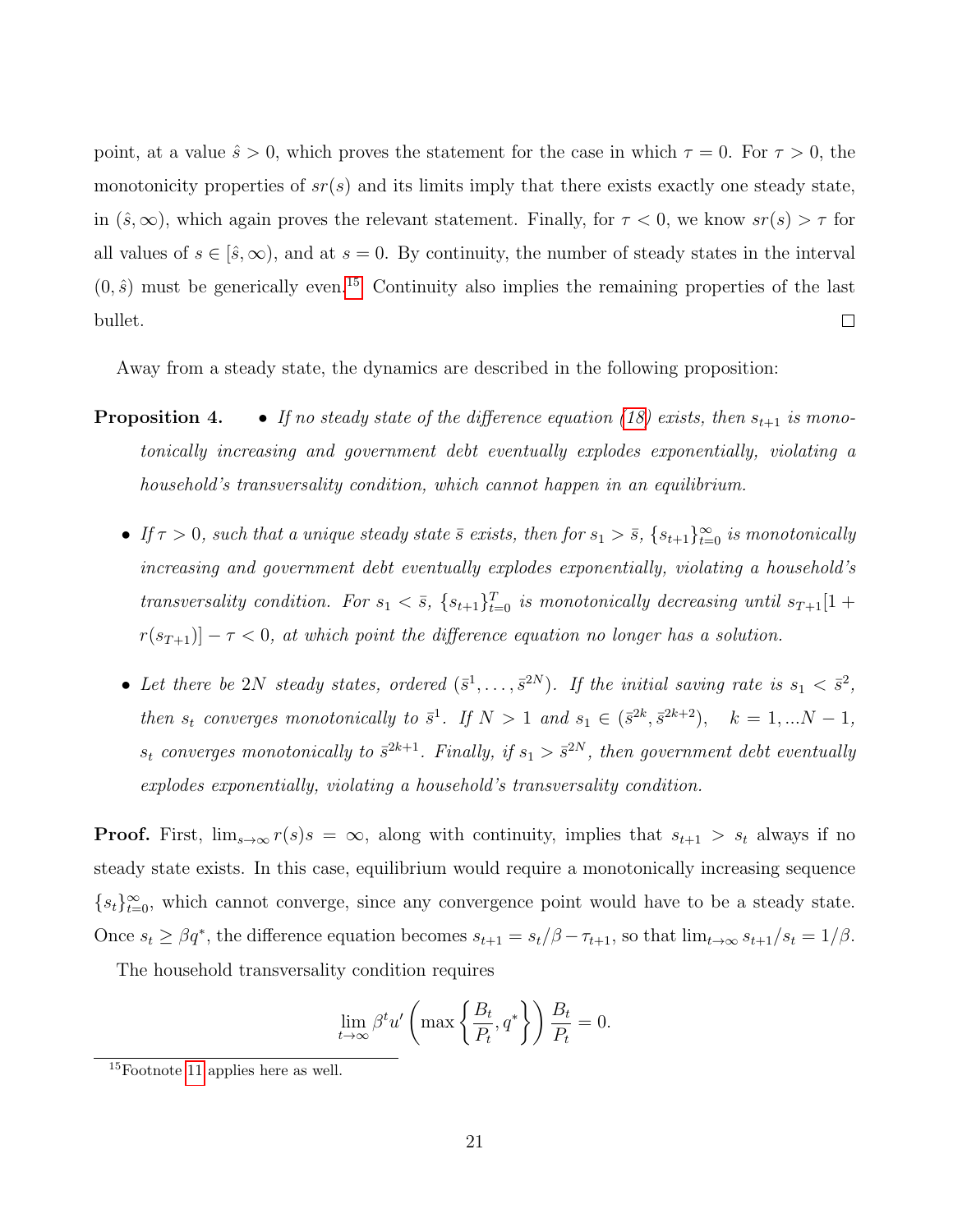point, at a value $\hat{s} > 0$, which proves the statement for the case in which $\tau = 0$. For $\tau > 0$, the monotonicity properties of $sr(s)$ and its limits imply that there exists exactly one steady state, in $(\hat{s}, \infty)$, which again proves the relevant statement. Finally, for $\tau < 0$, we know $sr(s) > \tau$ for all values of $s \in [\hat{s}, \infty)$, and at $s = 0$. By continuity, the number of steady states in the interval $(0, \hat{s})$ must be generically even.[15] Continuity also implies the remaining properties of the last bullet. □

Away from a steady state, the dynamics are described in the following proposition:

**Proposition 4.**

- *If no steady state of the difference equation (18) exists, then $s_{t+1}$ is monotonically increasing and government debt eventually explodes exponentially, violating a household's transversality condition, which cannot happen in an equilibrium.*

- *If $\tau > 0$, such that a unique steady state $\bar{s}$ exists, then for $s_1 > \bar{s}$, $\{s_{t+1}\}_{t=0}^{\infty}$ is monotonically increasing and government debt eventually explodes exponentially, violating a household's transversality condition. For $s_1 < \bar{s}$, $\{s_{t+1}\}_{t=0}^{T}$ is monotonically decreasing until $s_{T+1}[1 + r(s_{T+1})] - \tau < 0$, at which point the difference equation no longer has a solution.*

- *Let there be $2N$ steady states, ordered $(\bar{s}^1, \ldots, \bar{s}^{2N})$. If the initial saving rate is $s_1 < \bar{s}^2$, then $s_t$ converges monotonically to $\bar{s}^1$. If $N > 1$ and $s_1 \in (\bar{s}^{2k}, \bar{s}^{2k+2})$, $\quad k = 1, \ldots N - 1$, $s_t$ converges monotonically to $\bar{s}^{2k+1}$. Finally, if $s_1 > \bar{s}^{2N}$, then government debt eventually explodes exponentially, violating a household's transversality condition.*

**Proof.** First, $\lim_{s \to \infty} r(s)s = \infty$, along with continuity, implies that $s_{t+1} > s_t$ always if no steady state exists. In this case, equilibrium would require a monotonically increasing sequence $\{s_t\}_{t=0}^{\infty}$, which cannot converge, since any convergence point would have to be a steady state. Once $s_t \geq \beta q^*$, the difference equation becomes $s_{t+1} = s_t/\beta - \tau_{t+1}$, so that $\lim_{t \to \infty} s_{t+1}/s_t = 1/\beta$.

The household transversality condition requires

$$\lim_{t \to \infty} \beta^t u' \left( \max \left\{ \frac{B_t}{P_t}, q^* \right\} \right) \frac{B_t}{P_t} = 0.$$

[15] Footnote 11 applies here as well.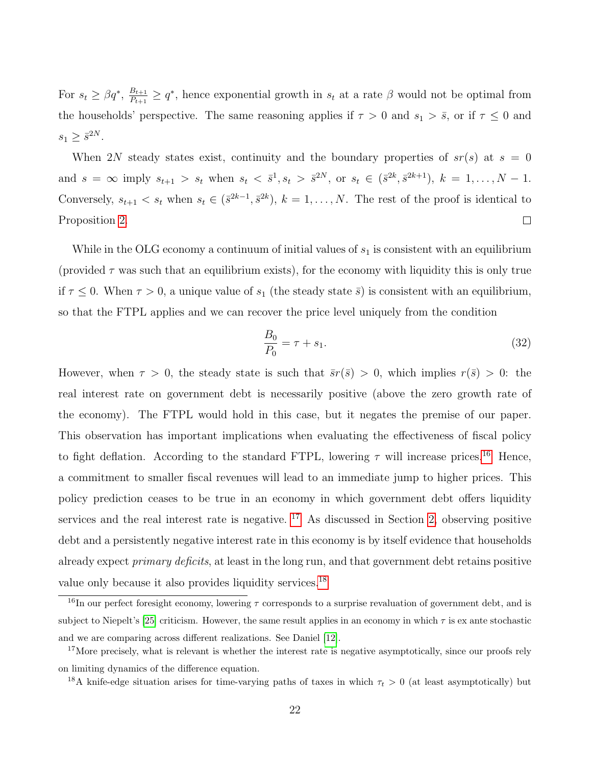For $s_t \geq \beta q^*$, $\frac{B_{t+1}}{P_{t+1}} \geq q^*$, hence exponential growth in $s_t$ at a rate $\beta$ would not be optimal from the households' perspective. The same reasoning applies if $\tau > 0$ and $s_1 > \bar{s}$, or if $\tau \leq 0$ and $s_1 \geq \bar{s}^{2N}$.

When $2N$ steady states exist, continuity and the boundary properties of $sr(s)$ at $s = 0$ and $s = \infty$ imply $s_{t+1} > s_t$ when $s_t < \bar{s}^1, s_t > \bar{s}^{2N}$, or $s_t \in (\bar{s}^{2k}, \bar{s}^{2k+1})$, $k = 1, \ldots, N-1$. Conversely, $s_{t+1} < s_t$ when $s_t \in (\bar{s}^{2k-1}, \bar{s}^{2k})$, $k = 1, \ldots, N$. The rest of the proof is identical to Proposition 2. □

While in the OLG economy a continuum of initial values of $s_1$ is consistent with an equilibrium (provided $\tau$ was such that an equilibrium exists), for the economy with liquidity this is only true if $\tau \leq 0$. When $\tau > 0$, a unique value of $s_1$ (the steady state $\bar{s}$) is consistent with an equilibrium, so that the FTPL applies and we can recover the price level uniquely from the condition

$$\frac{B_0}{P_0} = \tau + s_1. \tag{32}$$

However, when $\tau > 0$, the steady state is such that $\bar{s}r(\bar{s}) > 0$, which implies $r(\bar{s}) > 0$: the real interest rate on government debt is necessarily positive (above the zero growth rate of the economy). The FTPL would hold in this case, but it negates the premise of our paper. This observation has important implications when evaluating the effectiveness of fiscal policy to fight deflation. According to the standard FTPL, lowering $\tau$ will increase prices.[16] Hence, a commitment to smaller fiscal revenues will lead to an immediate jump to higher prices. This policy prediction ceases to be true in an economy in which government debt offers liquidity services and the real interest rate is negative. [17] As discussed in Section 2, observing positive debt and a persistently negative interest rate in this economy is by itself evidence that households already expect *primary deficits*, at least in the long run, and that government debt retains positive value only because it also provides liquidity services.[18]

---

[16] In our perfect foresight economy, lowering $\tau$ corresponds to a surprise revaluation of government debt, and is subject to Niepelt's [25] criticism. However, the same result applies in an economy in which $\tau$ is ex ante stochastic and we are comparing across different realizations. See Daniel [12].

[17] More precisely, what is relevant is whether the interest rate is negative asymptotically, since our proofs rely on limiting dynamics of the difference equation.

[18] A knife-edge situation arises for time-varying paths of taxes in which $\tau_t > 0$ (at least asymptotically) but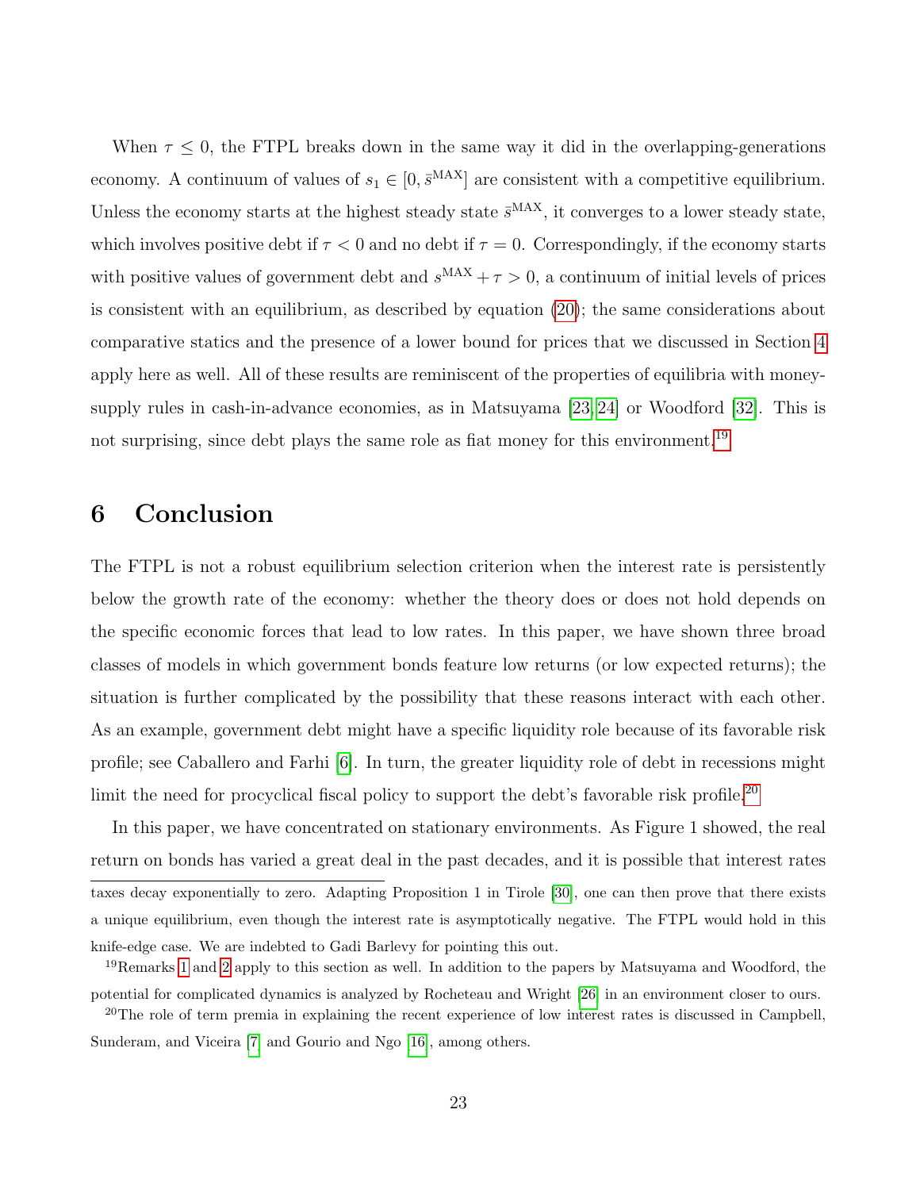When $\tau \leq 0$, the FTPL breaks down in the same way it did in the overlapping-generations economy. A continuum of values of $s_1 \in [0, \bar{s}^{\text{MAX}}]$ are consistent with a competitive equilibrium. Unless the economy starts at the highest steady state $\bar{s}^{\text{MAX}}$, it converges to a lower steady state, which involves positive debt if $\tau < 0$ and no debt if $\tau = 0$. Correspondingly, if the economy starts with positive values of government debt and $s^{\text{MAX}} + \tau > 0$, a continuum of initial levels of prices is consistent with an equilibrium, as described by equation (20); the same considerations about comparative statics and the presence of a lower bound for prices that we discussed in Section 4 apply here as well. All of these results are reminiscent of the properties of equilibria with money-supply rules in cash-in-advance economies, as in Matsuyama [23, 24] or Woodford [32]. This is not surprising, since debt plays the same role as fiat money for this environment.[19]

# 6 Conclusion

The FTPL is not a robust equilibrium selection criterion when the interest rate is persistently below the growth rate of the economy: whether the theory does or does not hold depends on the specific economic forces that lead to low rates. In this paper, we have shown three broad classes of models in which government bonds feature low returns (or low expected returns); the situation is further complicated by the possibility that these reasons interact with each other. As an example, government debt might have a specific liquidity role because of its favorable risk profile; see Caballero and Farhi [6]. In turn, the greater liquidity role of debt in recessions might limit the need for procyclical fiscal policy to support the debt's favorable risk profile.[20]

In this paper, we have concentrated on stationary environments. As Figure 1 showed, the real return on bonds has varied a great deal in the past decades, and it is possible that interest rates

---

taxes decay exponentially to zero. Adapting Proposition 1 in Tirole [30], one can then prove that there exists a unique equilibrium, even though the interest rate is asymptotically negative. The FTPL would hold in this knife-edge case. We are indebted to Gadi Barlevy for pointing this out.

[19] Remarks 1 and 2 apply to this section as well. In addition to the papers by Matsuyama and Woodford, the potential for complicated dynamics is analyzed by Rocheteau and Wright [26] in an environment closer to ours.

[20] The role of term premia in explaining the recent experience of low interest rates is discussed in Campbell, Sunderam, and Viceira [7] and Gourio and Ngo [16], among others.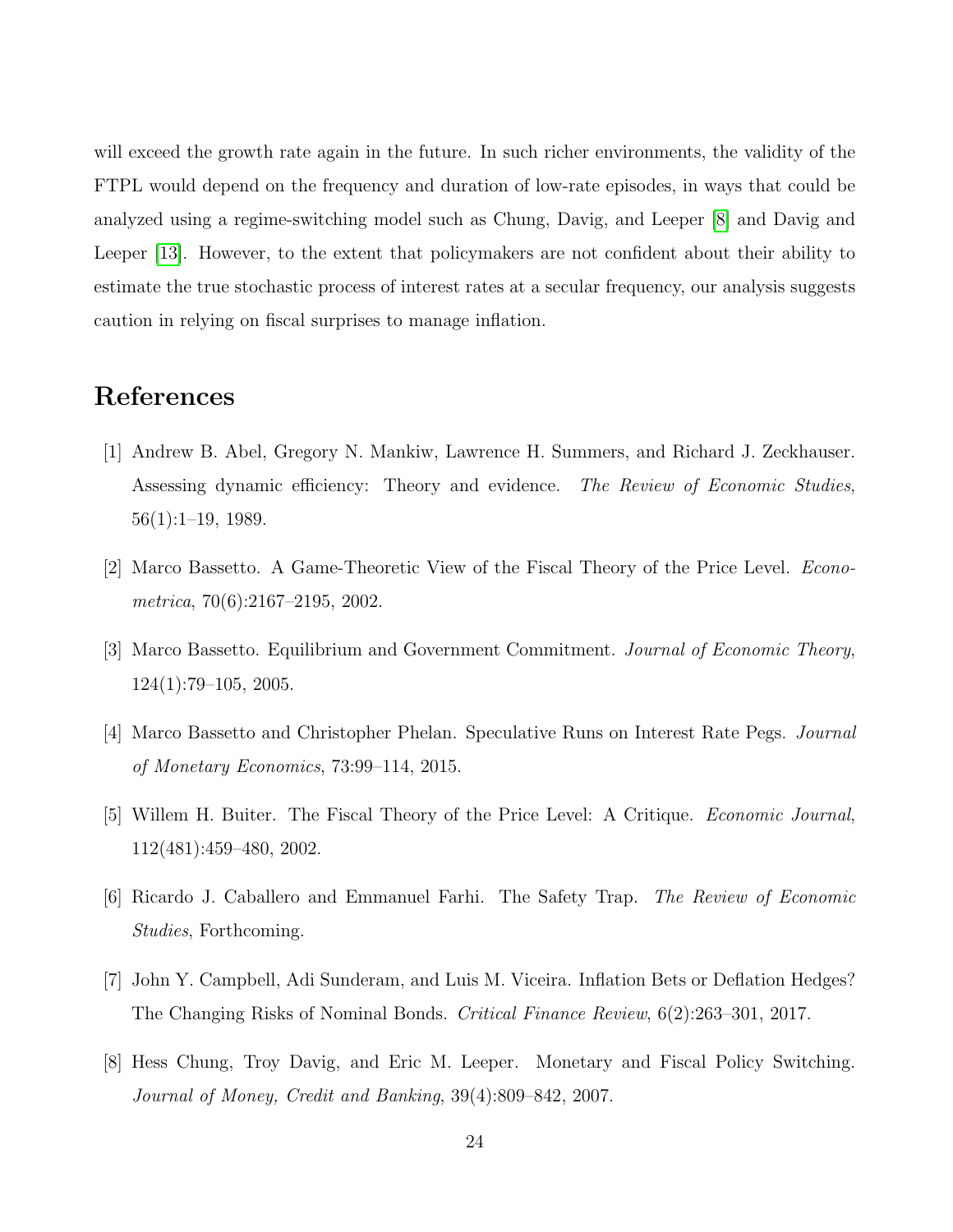will exceed the growth rate again in the future. In such richer environments, the validity of the FTPL would depend on the frequency and duration of low-rate episodes, in ways that could be analyzed using a regime-switching model such as Chung, Davig, and Leeper [8] and Davig and Leeper [13]. However, to the extent that policymakers are not confident about their ability to estimate the true stochastic process of interest rates at a secular frequency, our analysis suggests caution in relying on fiscal surprises to manage inflation.

# References

[1] Andrew B. Abel, Gregory N. Mankiw, Lawrence H. Summers, and Richard J. Zeckhauser. Assessing dynamic efficiency: Theory and evidence. *The Review of Economic Studies*, 56(1):1–19, 1989.

[2] Marco Bassetto. A Game-Theoretic View of the Fiscal Theory of the Price Level. *Econometrica*, 70(6):2167–2195, 2002.

[3] Marco Bassetto. Equilibrium and Government Commitment. *Journal of Economic Theory*, 124(1):79–105, 2005.

[4] Marco Bassetto and Christopher Phelan. Speculative Runs on Interest Rate Pegs. *Journal of Monetary Economics*, 73:99–114, 2015.

[5] Willem H. Buiter. The Fiscal Theory of the Price Level: A Critique. *Economic Journal*, 112(481):459–480, 2002.

[6] Ricardo J. Caballero and Emmanuel Farhi. The Safety Trap. *The Review of Economic Studies*, Forthcoming.

[7] John Y. Campbell, Adi Sunderam, and Luis M. Viceira. Inflation Bets or Deflation Hedges? The Changing Risks of Nominal Bonds. *Critical Finance Review*, 6(2):263–301, 2017.

[8] Hess Chung, Troy Davig, and Eric M. Leeper. Monetary and Fiscal Policy Switching. *Journal of Money, Credit and Banking*, 39(4):809–842, 2007.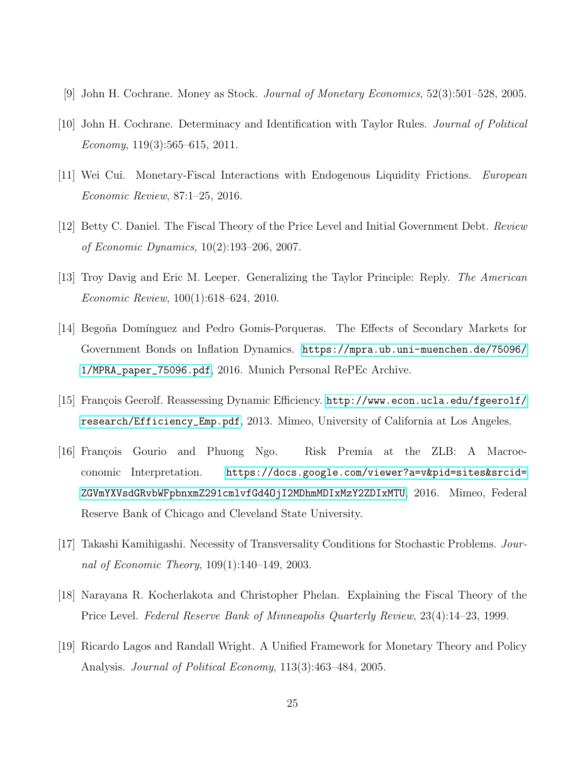[9] John H. Cochrane. Money as Stock. *Journal of Monetary Economics*, 52(3):501–528, 2005.

[10] John H. Cochrane. Determinacy and Identification with Taylor Rules. *Journal of Political Economy*, 119(3):565–615, 2011.

[11] Wei Cui. Monetary-Fiscal Interactions with Endogenous Liquidity Frictions. *European Economic Review*, 87:1–25, 2016.

[12] Betty C. Daniel. The Fiscal Theory of the Price Level and Initial Government Debt. *Review of Economic Dynamics*, 10(2):193–206, 2007.

[13] Troy Davig and Eric M. Leeper. Generalizing the Taylor Principle: Reply. *The American Economic Review*, 100(1):618–624, 2010.

[14] Begoña Domínguez and Pedro Gomis-Porqueras. The Effects of Secondary Markets for Government Bonds on Inflation Dynamics. https://mpra.ub.uni-muenchen.de/75096/1/MPRA_paper_75096.pdf, 2016. Munich Personal RePEc Archive.

[15] François Geerolf. Reassessing Dynamic Efficiency. http://www.econ.ucla.edu/fgeerolf/research/Efficiency_Emp.pdf, 2013. Mimeo, University of California at Los Angeles.

[16] François Gourio and Phuong Ngo. Risk Premia at the ZLB: A Macroeconomic Interpretation. https://docs.google.com/viewer?a=v&pid=sites&srcid=ZGVmYXVsdGRvbWFpbnxmZ291cmlvfGd4OjI2MDhmMDIxMzY2ZDIxMTU, 2016. Mimeo, Federal Reserve Bank of Chicago and Cleveland State University.

[17] Takashi Kamihigashi. Necessity of Transversality Conditions for Stochastic Problems. *Journal of Economic Theory*, 109(1):140–149, 2003.

[18] Narayana R. Kocherlakota and Christopher Phelan. Explaining the Fiscal Theory of the Price Level. *Federal Reserve Bank of Minneapolis Quarterly Review*, 23(4):14–23, 1999.

[19] Ricardo Lagos and Randall Wright. A Unified Framework for Monetary Theory and Policy Analysis. *Journal of Political Economy*, 113(3):463–484, 2005.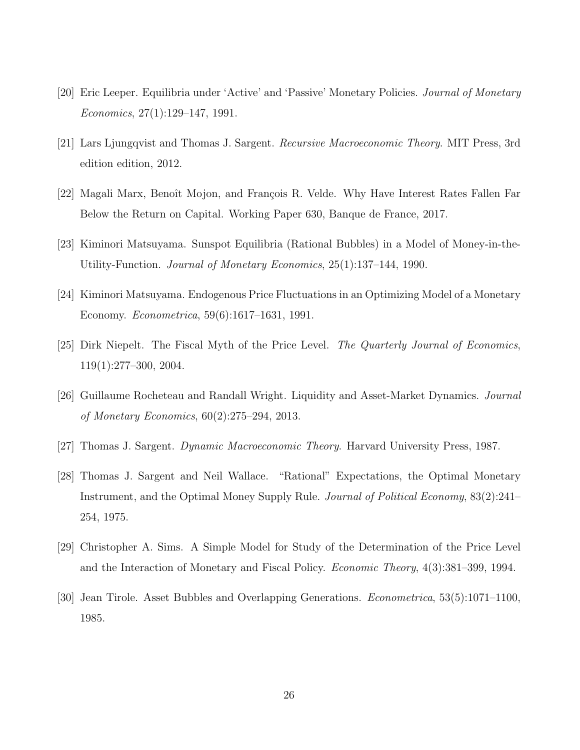[20] Eric Leeper. Equilibria under 'Active' and 'Passive' Monetary Policies. *Journal of Monetary Economics*, 27(1):129–147, 1991.

[21] Lars Ljungqvist and Thomas J. Sargent. *Recursive Macroeconomic Theory*. MIT Press, 3rd edition edition, 2012.

[22] Magali Marx, Benoît Mojon, and François R. Velde. Why Have Interest Rates Fallen Far Below the Return on Capital. Working Paper 630, Banque de France, 2017.

[23] Kiminori Matsuyama. Sunspot Equilibria (Rational Bubbles) in a Model of Money-in-the-Utility-Function. *Journal of Monetary Economics*, 25(1):137–144, 1990.

[24] Kiminori Matsuyama. Endogenous Price Fluctuations in an Optimizing Model of a Monetary Economy. *Econometrica*, 59(6):1617–1631, 1991.

[25] Dirk Niepelt. The Fiscal Myth of the Price Level. *The Quarterly Journal of Economics*, 119(1):277–300, 2004.

[26] Guillaume Rocheteau and Randall Wright. Liquidity and Asset-Market Dynamics. *Journal of Monetary Economics*, 60(2):275–294, 2013.

[27] Thomas J. Sargent. *Dynamic Macroeconomic Theory*. Harvard University Press, 1987.

[28] Thomas J. Sargent and Neil Wallace. "Rational" Expectations, the Optimal Monetary Instrument, and the Optimal Money Supply Rule. *Journal of Political Economy*, 83(2):241–254, 1975.

[29] Christopher A. Sims. A Simple Model for Study of the Determination of the Price Level and the Interaction of Monetary and Fiscal Policy. *Economic Theory*, 4(3):381–399, 1994.

[30] Jean Tirole. Asset Bubbles and Overlapping Generations. *Econometrica*, 53(5):1071–1100, 1985.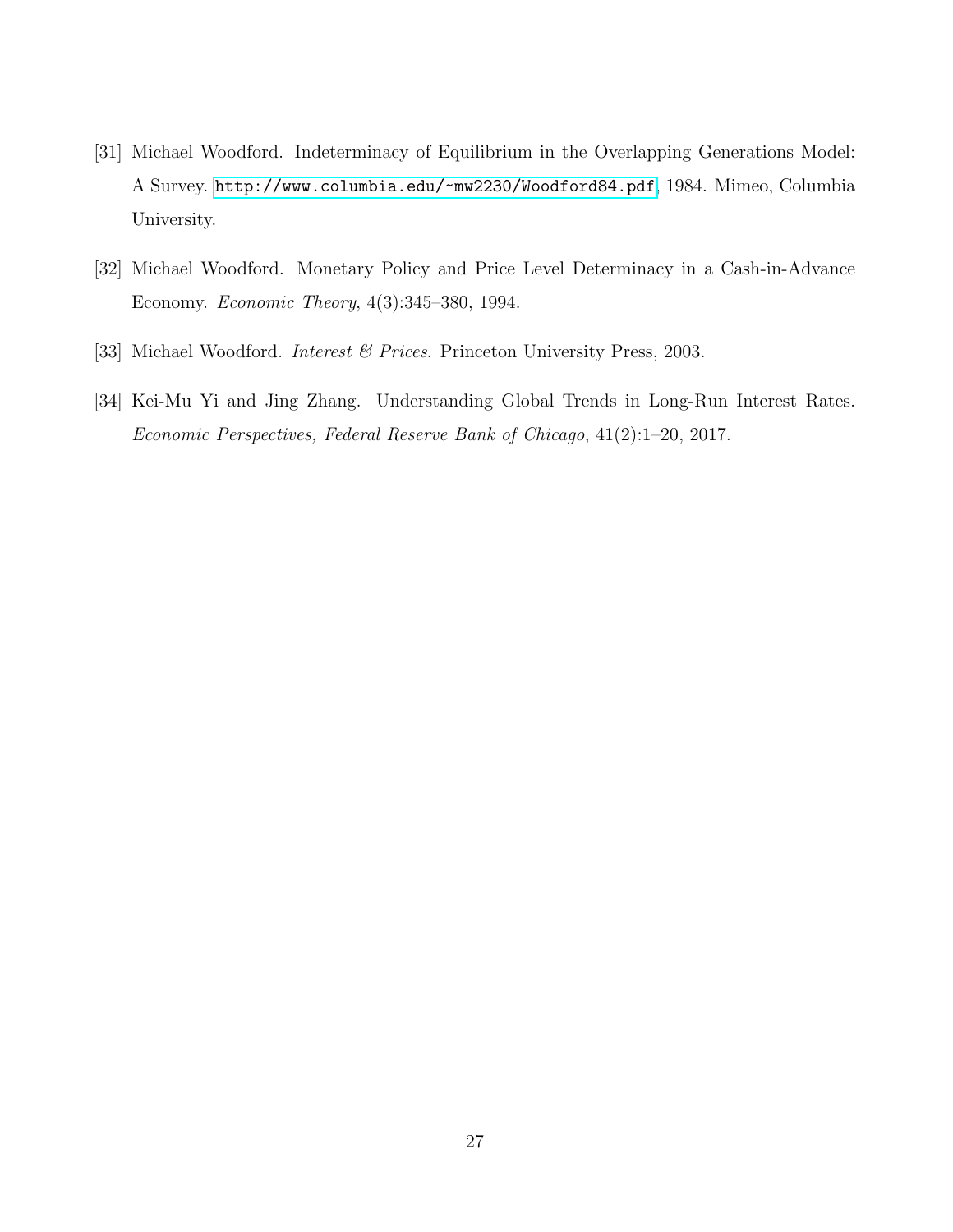[31] Michael Woodford. Indeterminacy of Equilibrium in the Overlapping Generations Model: A Survey. http://www.columbia.edu/~mw2230/Woodford84.pdf, 1984. Mimeo, Columbia University.

[32] Michael Woodford. Monetary Policy and Price Level Determinacy in a Cash-in-Advance Economy. *Economic Theory*, 4(3):345–380, 1994.

[33] Michael Woodford. *Interest & Prices*. Princeton University Press, 2003.

[34] Kei-Mu Yi and Jing Zhang. Understanding Global Trends in Long-Run Interest Rates. *Economic Perspectives, Federal Reserve Bank of Chicago*, 41(2):1–20, 2017.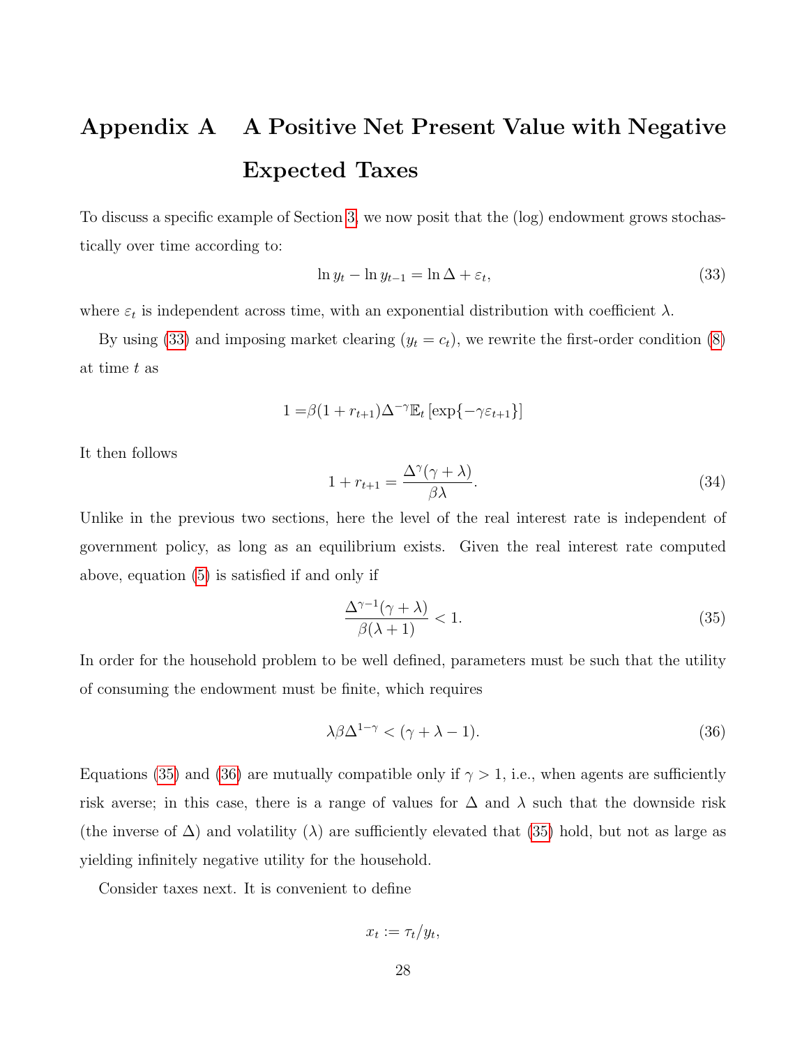# Appendix A A Positive Net Present Value with Negative Expected Taxes

To discuss a specific example of Section 3, we now posit that the (log) endowment grows stochastically over time according to:

$$\ln y_t - \ln y_{t-1} = \ln \Delta + \varepsilon_t, \tag{33}$$

where $\varepsilon_t$ is independent across time, with an exponential distribution with coefficient $\lambda$.

By using (33) and imposing market clearing ($y_t = c_t$), we rewrite the first-order condition (8) at time $t$ as

$$1 = \beta(1 + r_{t+1})\Delta^{-\gamma}\mathbb{E}_t \left[\exp\{-\gamma\varepsilon_{t+1}\}\right]$$

It then follows

$$1 + r_{t+1} = \frac{\Delta^{\gamma}(\gamma + \lambda)}{\beta\lambda}. \tag{34}$$

Unlike in the previous two sections, here the level of the real interest rate is independent of government policy, as long as an equilibrium exists. Given the real interest rate computed above, equation (5) is satisfied if and only if

$$\frac{\Delta^{\gamma-1}(\gamma + \lambda)}{\beta(\lambda + 1)} < 1. \tag{35}$$

In order for the household problem to be well defined, parameters must be such that the utility of consuming the endowment must be finite, which requires

$$\lambda\beta\Delta^{1-\gamma} < (\gamma + \lambda - 1). \tag{36}$$

Equations (35) and (36) are mutually compatible only if $\gamma > 1$, i.e., when agents are sufficiently risk averse; in this case, there is a range of values for $\Delta$ and $\lambda$ such that the downside risk (the inverse of $\Delta$) and volatility ($\lambda$) are sufficiently elevated that (35) hold, but not as large as yielding infinitely negative utility for the household.

Consider taxes next. It is convenient to define

$$x_t := \tau_t / y_t,$$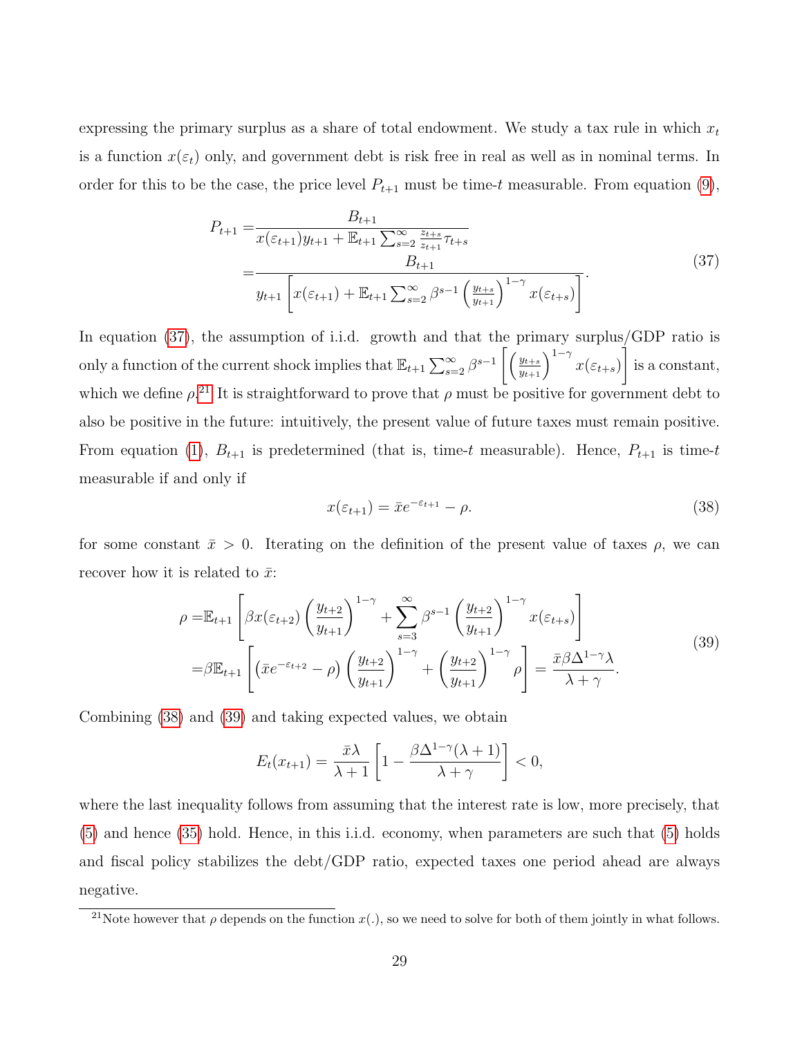expressing the primary surplus as a share of total endowment. We study a tax rule in which $x_t$ is a function $x(\varepsilon_t)$ only, and government debt is risk free in real as well as in nominal terms. In order for this to be the case, the price level $P_{t+1}$ must be time-$t$ measurable. From equation (9),

$$
\begin{aligned}
P_{t+1} =& \frac{B_{t+1}}{x(\varepsilon_{t+1})y_{t+1} + \mathbb{E}_{t+1}\sum_{s=2}^{\infty}\frac{z_{t+s}}{z_{t+1}}\tau_{t+s}} \\
=& \frac{B_{t+1}}{y_{t+1}\left[x(\varepsilon_{t+1}) + \mathbb{E}_{t+1}\sum_{s=2}^{\infty}\beta^{s-1}\left(\frac{y_{t+s}}{y_{t+1}}\right)^{1-\gamma}x(\varepsilon_{t+s})\right]}.
\end{aligned}
\tag{37}
$$

In equation (37), the assumption of i.i.d. growth and that the primary surplus/GDP ratio is only a function of the current shock implies that $\mathbb{E}_{t+1}\sum_{s=2}^{\infty}\beta^{s-1}\left[\left(\frac{y_{t+s}}{y_{t+1}}\right)^{1-\gamma}x(\varepsilon_{t+s})\right]$ is a constant, which we define $\rho$.[21] It is straightforward to prove that $\rho$ must be positive for government debt to also be positive in the future: intuitively, the present value of future taxes must remain positive. From equation (1), $B_{t+1}$ is predetermined (that is, time-$t$ measurable). Hence, $P_{t+1}$ is time-$t$ measurable if and only if

$$
x(\varepsilon_{t+1}) = \bar{x}e^{-\varepsilon_{t+1}} - \rho. \tag{38}
$$

for some constant $\bar{x} > 0$. Iterating on the definition of the present value of taxes $\rho$, we can recover how it is related to $\bar{x}$:

$$
\begin{aligned}
\rho =& \mathbb{E}_{t+1}\left[\beta x(\varepsilon_{t+2})\left(\frac{y_{t+2}}{y_{t+1}}\right)^{1-\gamma} + \sum_{s=3}^{\infty}\beta^{s-1}\left(\frac{y_{t+2}}{y_{t+1}}\right)^{1-\gamma}x(\varepsilon_{t+s})\right] \\
=& \beta\mathbb{E}_{t+1}\left[\left(\bar{x}e^{-\varepsilon_{t+2}} - \rho\right)\left(\frac{y_{t+2}}{y_{t+1}}\right)^{1-\gamma} + \left(\frac{y_{t+2}}{y_{t+1}}\right)^{1-\gamma}\rho\right] = \frac{\bar{x}\beta\Delta^{1-\gamma}\lambda}{\lambda+\gamma}.
\end{aligned}
\tag{39}
$$

Combining (38) and (39) and taking expected values, we obtain

$$
E_t(x_{t+1}) = \frac{\bar{x}\lambda}{\lambda+1}\left[1 - \frac{\beta\Delta^{1-\gamma}(\lambda+1)}{\lambda+\gamma}\right] < 0,
$$

where the last inequality follows from assuming that the interest rate is low, more precisely, that (5) and hence (35) hold. Hence, in this i.i.d. economy, when parameters are such that (5) holds and fiscal policy stabilizes the debt/GDP ratio, expected taxes one period ahead are always negative.

[21] Note however that $\rho$ depends on the function $x(.)$, so we need to solve for both of them jointly in what follows.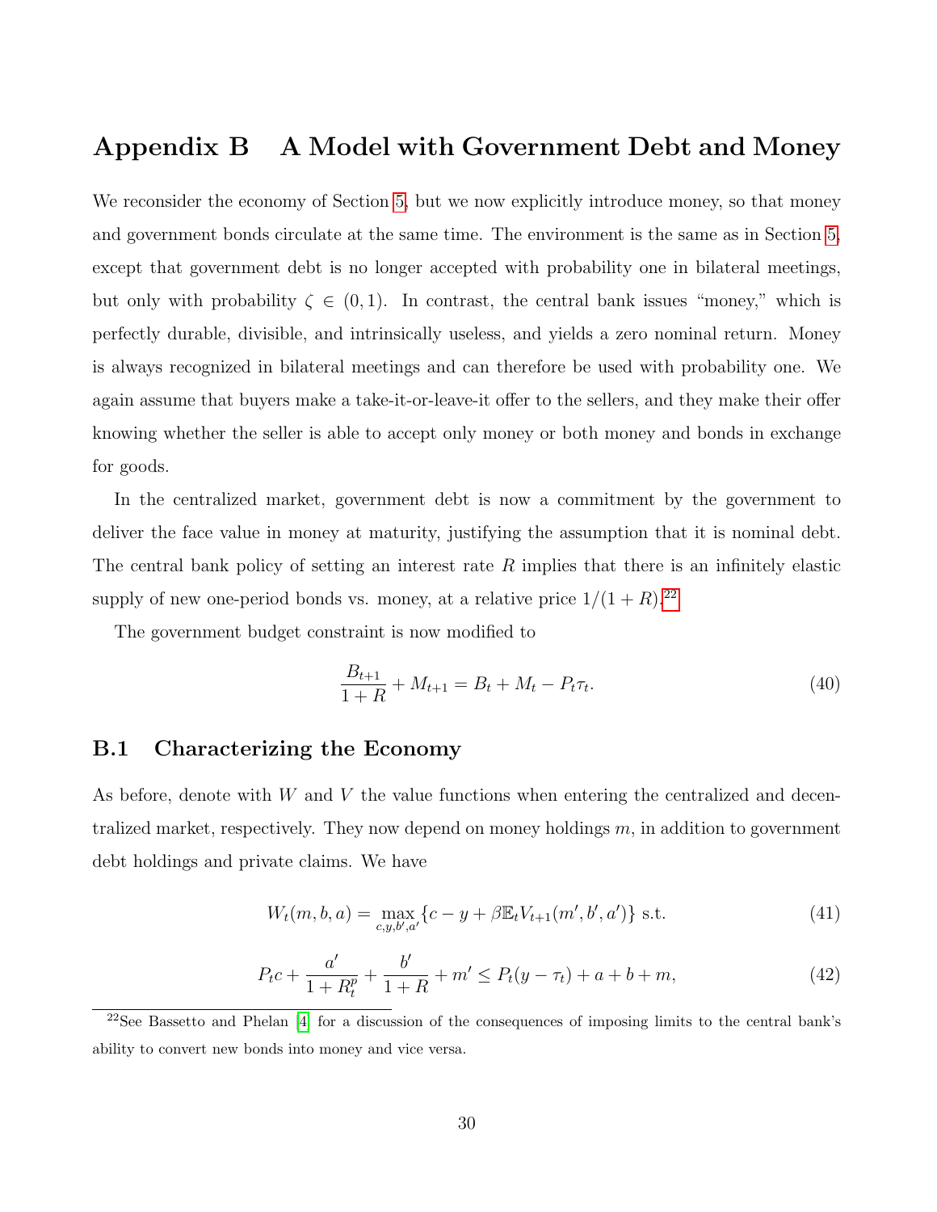# Appendix B A Model with Government Debt and Money

We reconsider the economy of Section 5, but we now explicitly introduce money, so that money and government bonds circulate at the same time. The environment is the same as in Section 5, except that government debt is no longer accepted with probability one in bilateral meetings, but only with probability $\zeta \in (0,1)$. In contrast, the central bank issues "money," which is perfectly durable, divisible, and intrinsically useless, and yields a zero nominal return. Money is always recognized in bilateral meetings and can therefore be used with probability one. We again assume that buyers make a take-it-or-leave-it offer to the sellers, and they make their offer knowing whether the seller is able to accept only money or both money and bonds in exchange for goods.

In the centralized market, government debt is now a commitment by the government to deliver the face value in money at maturity, justifying the assumption that it is nominal debt. The central bank policy of setting an interest rate $R$ implies that there is an infinitely elastic supply of new one-period bonds vs. money, at a relative price $1/(1+R)$.[22]

The government budget constraint is now modified to

$$\frac{B_{t+1}}{1+R} + M_{t+1} = B_t + M_t - P_t\tau_t. \tag{40}$$

## B.1 Characterizing the Economy

As before, denote with $W$ and $V$ the value functions when entering the centralized and decentralized market, respectively. They now depend on money holdings $m$, in addition to government debt holdings and private claims. We have

$$W_t(m,b,a) = \max_{c,y,b',a'} \{c - y + \beta \mathbb{E}_t V_{t+1}(m',b',a')\} \text{ s.t.} \tag{41}$$

$$P_t c + \frac{a'}{1+R_t^p} + \frac{b'}{1+R} + m' \le P_t(y - \tau_t) + a + b + m, \tag{42}$$

[22] See Bassetto and Phelan [4] for a discussion of the consequences of imposing limits to the central bank's ability to convert new bonds into money and vice versa.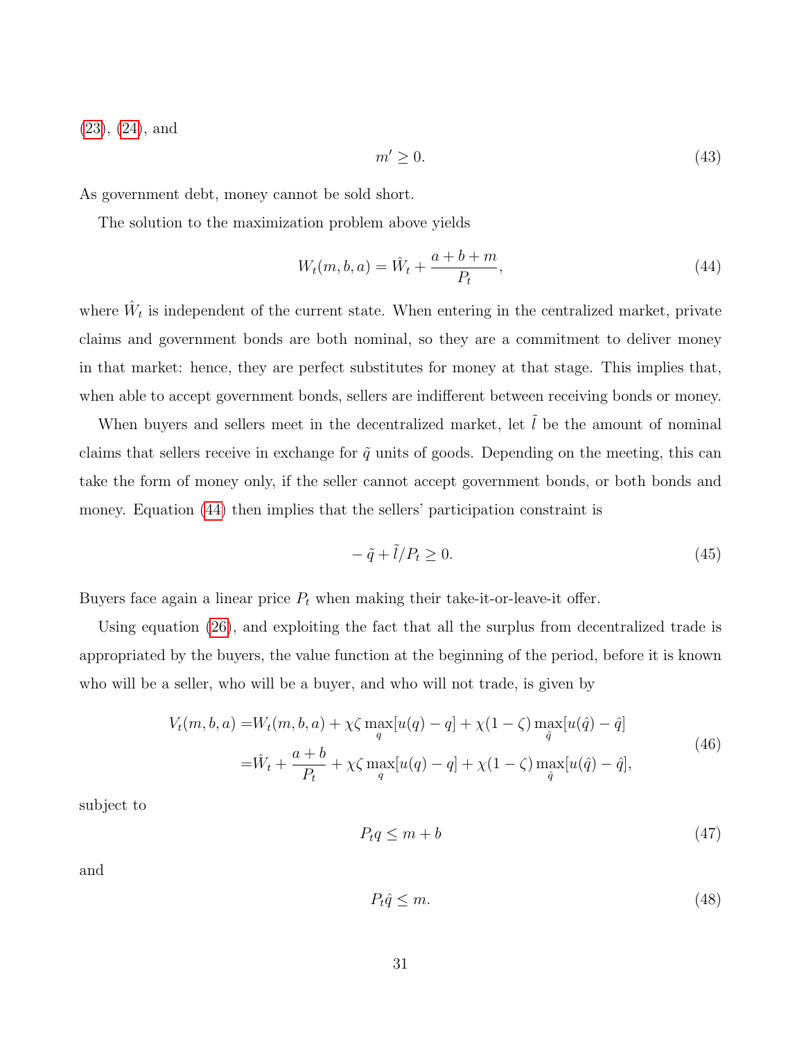(23), (24), and

$$m' \geq 0. \tag{43}$$

As government debt, money cannot be sold short.

The solution to the maximization problem above yields

$$W_t(m, b, a) = \hat{W}_t + \frac{a + b + m}{P_t}, \tag{44}$$

where $\hat{W}_t$ is independent of the current state. When entering in the centralized market, private claims and government bonds are both nominal, so they are a commitment to deliver money in that market: hence, they are perfect substitutes for money at that stage. This implies that, when able to accept government bonds, sellers are indifferent between receiving bonds or money.

When buyers and sellers meet in the decentralized market, let $\tilde{l}$ be the amount of nominal claims that sellers receive in exchange for $\tilde{q}$ units of goods. Depending on the meeting, this can take the form of money only, if the seller cannot accept government bonds, or both bonds and money. Equation (44) then implies that the sellers' participation constraint is

$$-\tilde{q} + \tilde{l}/P_t \geq 0. \tag{45}$$

Buyers face again a linear price $P_t$ when making their take-it-or-leave-it offer.

Using equation (26), and exploiting the fact that all the surplus from decentralized trade is appropriated by the buyers, the value function at the beginning of the period, before it is known who will be a seller, who will be a buyer, and who will not trade, is given by

$$\begin{aligned} V_t(m, b, a) =& W_t(m, b, a) + \chi\zeta \max_q [u(q) - q] + \chi(1 - \zeta) \max_{\hat{q}} [u(\hat{q}) - \hat{q}] \\ =& \hat{W}_t + \frac{a + b}{P_t} + \chi\zeta \max_q [u(q) - q] + \chi(1 - \zeta) \max_{\hat{q}} [u(\hat{q}) - \hat{q}], \end{aligned} \tag{46}$$

subject to

$$P_t q \leq m + b \tag{47}$$

and

$$P_t \hat{q} \leq m. \tag{48}$$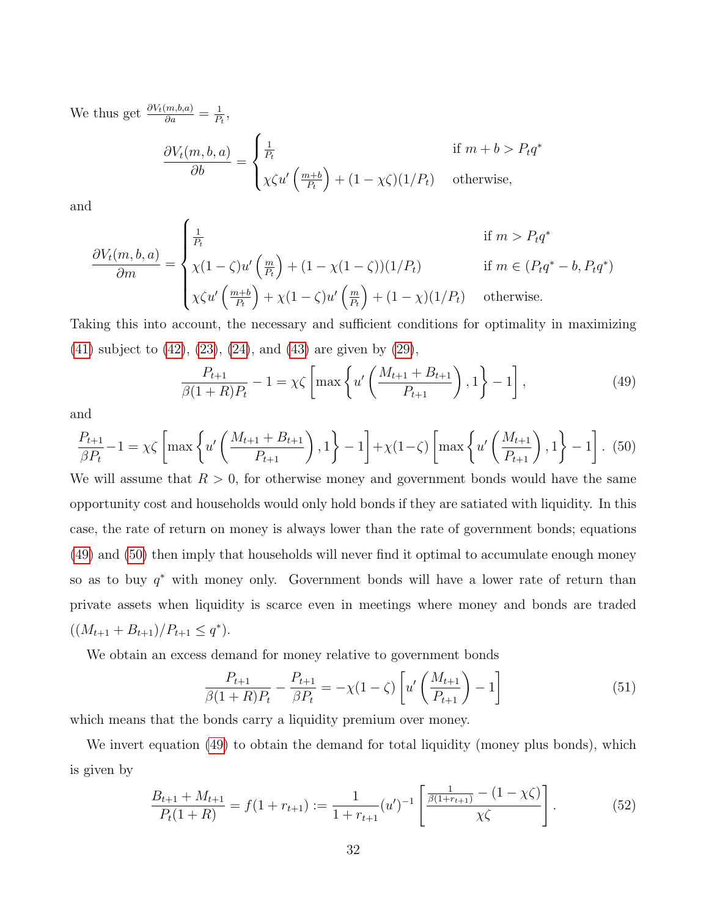We thus get $\frac{\partial V_t(m,b,a)}{\partial a} = \frac{1}{P_t}$,

$$\frac{\partial V_t(m,b,a)}{\partial b} = \begin{cases} \frac{1}{P_t} & \text{if } m+b > P_t q^* \\ \chi\zeta u'\left(\frac{m+b}{P_t}\right) + (1-\chi\zeta)(1/P_t) & \text{otherwise,} \end{cases}$$

and

$$\frac{\partial V_t(m,b,a)}{\partial m} = \begin{cases} \frac{1}{P_t} & \text{if } m > P_t q^* \\ \chi(1-\zeta)u'\left(\frac{m}{P_t}\right) + (1-\chi(1-\zeta))(1/P_t) & \text{if } m \in (P_t q^* - b, P_t q^*) \\ \chi\zeta u'\left(\frac{m+b}{P_t}\right) + \chi(1-\zeta)u'\left(\frac{m}{P_t}\right) + (1-\chi)(1/P_t) & \text{otherwise.} \end{cases}$$

Taking this into account, the necessary and sufficient conditions for optimality in maximizing (41) subject to (42), (23), (24), and (43) are given by (29),

$$\frac{P_{t+1}}{\beta(1+R)P_t} - 1 = \chi\zeta\left[\max\left\{u'\left(\frac{M_{t+1}+B_{t+1}}{P_{t+1}}\right), 1\right\} - 1\right], \tag{49}$$

and

$$\frac{P_{t+1}}{\beta P_t} - 1 = \chi\zeta\left[\max\left\{u'\left(\frac{M_{t+1}+B_{t+1}}{P_{t+1}}\right), 1\right\} - 1\right] + \chi(1-\zeta)\left[\max\left\{u'\left(\frac{M_{t+1}}{P_{t+1}}\right), 1\right\} - 1\right]. \tag{50}$$

We will assume that $R > 0$, for otherwise money and government bonds would have the same opportunity cost and households would only hold bonds if they are satiated with liquidity. In this case, the rate of return on money is always lower than the rate of government bonds; equations (49) and (50) then imply that households will never find it optimal to accumulate enough money so as to buy $q^*$ with money only. Government bonds will have a lower rate of return than private assets when liquidity is scarce even in meetings where money and bonds are traded ($(M_{t+1}+B_{t+1})/P_{t+1} \leq q^*$).

We obtain an excess demand for money relative to government bonds

$$\frac{P_{t+1}}{\beta(1+R)P_t} - \frac{P_{t+1}}{\beta P_t} = -\chi(1-\zeta)\left[u'\left(\frac{M_{t+1}}{P_{t+1}}\right) - 1\right] \tag{51}$$

which means that the bonds carry a liquidity premium over money.

We invert equation (49) to obtain the demand for total liquidity (money plus bonds), which is given by

$$\frac{B_{t+1}+M_{t+1}}{P_t(1+R)} = f(1+r_{t+1}) := \frac{1}{1+r_{t+1}}(u')^{-1}\left[\frac{\frac{1}{\beta(1+r_{t+1})} - (1-\chi\zeta)}{\chi\zeta}\right]. \tag{52}$$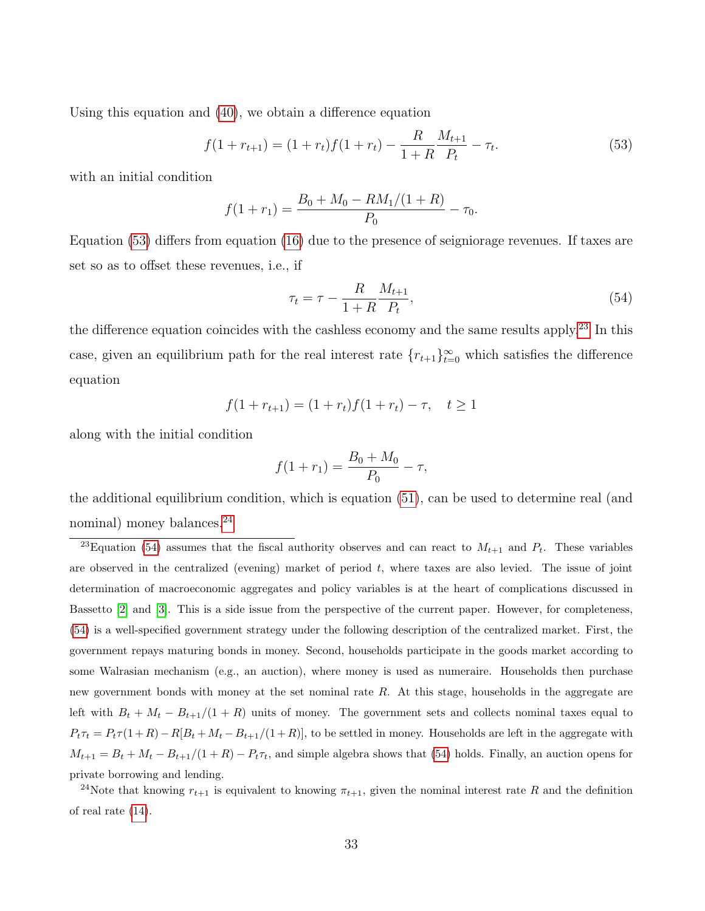Using this equation and (40), we obtain a difference equation

$$f(1+r_{t+1}) = (1+r_t)f(1+r_t) - \frac{R}{1+R}\frac{M_{t+1}}{P_t} - \tau_t. \tag{53}$$

with an initial condition

$$f(1+r_1) = \frac{B_0 + M_0 - RM_1/(1+R)}{P_0} - \tau_0.$$

Equation (53) differs from equation (16) due to the presence of seigniorage revenues. If taxes are set so as to offset these revenues, i.e., if

$$\tau_t = \tau - \frac{R}{1+R}\frac{M_{t+1}}{P_t}, \tag{54}$$

the difference equation coincides with the cashless economy and the same results apply.[23] In this case, given an equilibrium path for the real interest rate $\{r_{t+1}\}_{t=0}^{\infty}$ which satisfies the difference equation

$$f(1+r_{t+1}) = (1+r_t)f(1+r_t) - \tau, \quad t \geq 1$$

along with the initial condition

$$f(1+r_1) = \frac{B_0 + M_0}{P_0} - \tau,$$

the additional equilibrium condition, which is equation (51), can be used to determine real (and nominal) money balances.[24]

[23]Equation (54) assumes that the fiscal authority observes and can react to $M_{t+1}$ and $P_t$. These variables are observed in the centralized (evening) market of period $t$, where taxes are also levied. The issue of joint determination of macroeconomic aggregates and policy variables is at the heart of complications discussed in Bassetto [2] and [3]. This is a side issue from the perspective of the current paper. However, for completeness, (54) is a well-specified government strategy under the following description of the centralized market. First, the government repays maturing bonds in money. Second, households participate in the goods market according to some Walrasian mechanism (e.g., an auction), where money is used as numeraire. Households then purchase new government bonds with money at the set nominal rate $R$. At this stage, households in the aggregate are left with $B_t + M_t - B_{t+1}/(1+R)$ units of money. The government sets and collects nominal taxes equal to $P_t\tau_t = P_t\tau(1+R) - R[B_t + M_t - B_{t+1}/(1+R)]$, to be settled in money. Households are left in the aggregate with $M_{t+1} = B_t + M_t - B_{t+1}/(1+R) - P_t\tau_t$, and simple algebra shows that (54) holds. Finally, an auction opens for private borrowing and lending.

[24]Note that knowing $r_{t+1}$ is equivalent to knowing $\pi_{t+1}$, given the nominal interest rate $R$ and the definition of real rate (14).